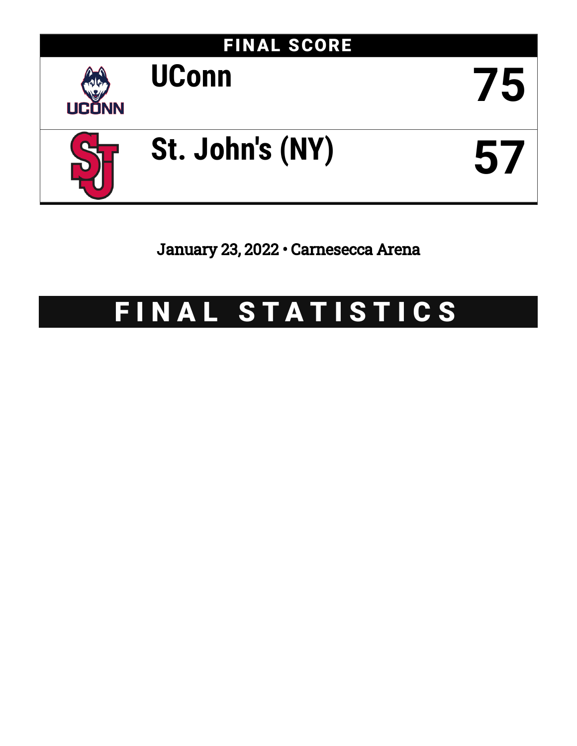## FINAL SCORE

| Team | Score |
| --- | --- |
| UConn | 75 |
| St. John's (NY) | 57 |

January 23, 2022 • Carnesecca Arena

# FINAL STATISTICS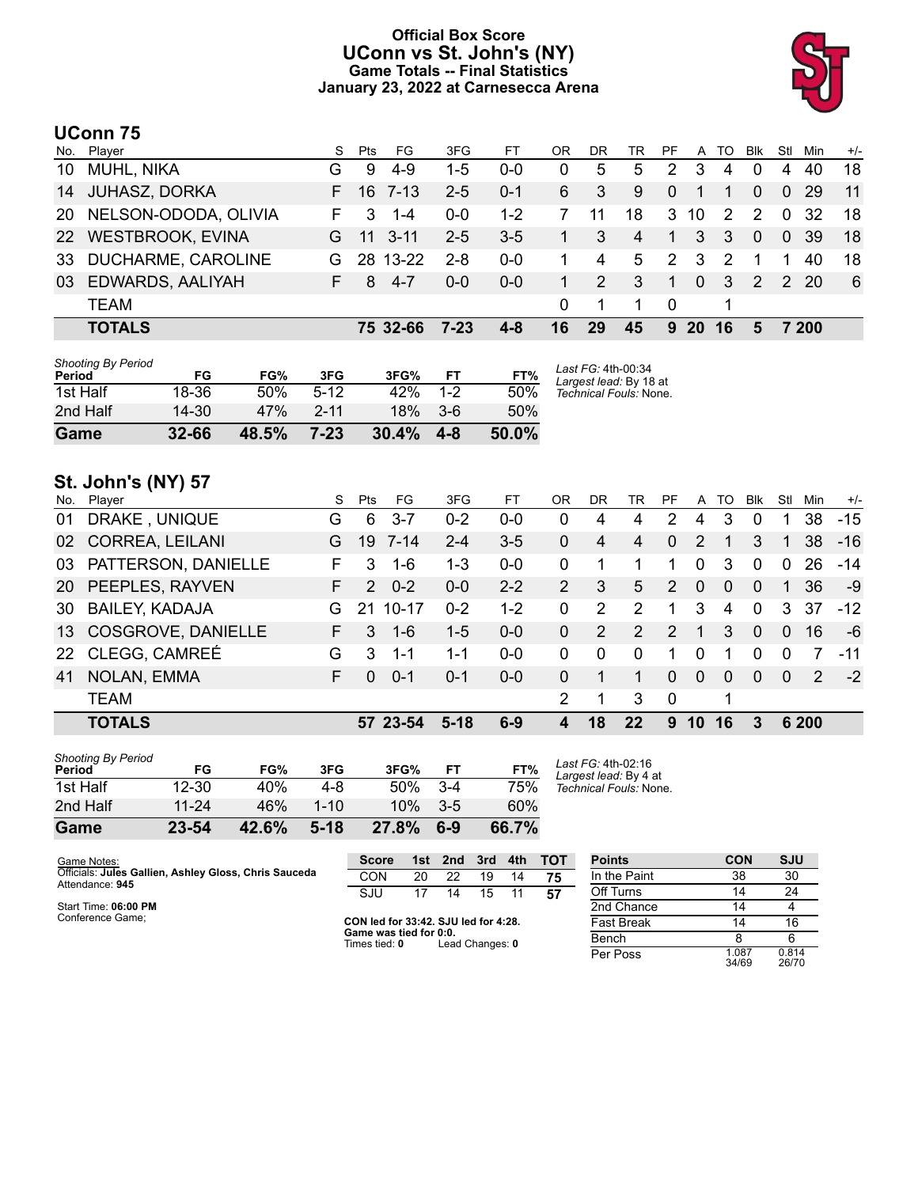# Official Box Score
## UConn vs St. John's (NY)
### Game Totals -- Final Statistics
### January 23, 2022 at Carnesecca Arena

## UConn 75

| No. | Player | S | Pts | FG | 3FG | FT | OR | DR | TR | PF | A | TO | Blk | Stl | Min | +/- |
|---|---|---|---|---|---|---|---|---|---|---|---|---|---|---|---|---|
| 10 | MUHL, NIKA | G | 9 | 4-9 | 1-5 | 0-0 | 0 | 5 | 5 | 2 | 3 | 4 | 0 | 4 | 40 | 18 |
| 14 | JUHASZ, DORKA | F | 16 | 7-13 | 2-5 | 0-1 | 6 | 3 | 9 | 0 | 1 | 1 | 0 | 0 | 29 | 11 |
| 20 | NELSON-ODODA, OLIVIA | F | 3 | 1-4 | 0-0 | 1-2 | 7 | 11 | 18 | 3 | 10 | 2 | 2 | 0 | 32 | 18 |
| 22 | WESTBROOK, EVINA | G | 11 | 3-11 | 2-5 | 3-5 | 1 | 3 | 4 | 1 | 3 | 3 | 0 | 0 | 39 | 18 |
| 33 | DUCHARME, CAROLINE | G | 28 | 13-22 | 2-8 | 0-0 | 1 | 4 | 5 | 2 | 3 | 2 | 1 | 1 | 40 | 18 |
| 03 | EDWARDS, AALIYAH | F | 8 | 4-7 | 0-0 | 0-0 | 1 | 2 | 3 | 1 | 0 | 3 | 2 | 2 | 20 | 6 |
| | TEAM | | | | | | 0 | 1 | 1 | 0 | | 1 | | | | |
| | **TOTALS** | | **75** | **32-66** | **7-23** | **4-8** | **16** | **29** | **45** | **9** | **20** | **16** | **5** | **7** | **200** | |

*Shooting By Period*

| Period | FG | FG% | 3FG | 3FG% | FT | FT% |
|---|---|---|---|---|---|---|
| 1st Half | 18-36 | 50% | 5-12 | 42% | 1-2 | 50% |
| 2nd Half | 14-30 | 47% | 2-11 | 18% | 3-6 | 50% |
| **Game** | **32-66** | **48.5%** | **7-23** | **30.4%** | **4-8** | **50.0%** |

*Last FG:* 4th-00:34
*Largest lead:* By 18 at
*Technical Fouls:* None.

## St. John's (NY) 57

| No. | Player | S | Pts | FG | 3FG | FT | OR | DR | TR | PF | A | TO | Blk | Stl | Min | +/- |
|---|---|---|---|---|---|---|---|---|---|---|---|---|---|---|---|---|
| 01 | DRAKE , UNIQUE | G | 6 | 3-7 | 0-2 | 0-0 | 0 | 4 | 4 | 2 | 4 | 3 | 0 | 1 | 38 | -15 |
| 02 | CORREA, LEILANI | G | 19 | 7-14 | 2-4 | 3-5 | 0 | 4 | 4 | 0 | 2 | 1 | 3 | 1 | 38 | -16 |
| 03 | PATTERSON, DANIELLE | F | 3 | 1-6 | 1-3 | 0-0 | 0 | 1 | 1 | 1 | 0 | 3 | 0 | 0 | 26 | -14 |
| 20 | PEEPLES, RAYVEN | F | 2 | 0-2 | 0-0 | 2-2 | 2 | 3 | 5 | 2 | 0 | 0 | 0 | 1 | 36 | -9 |
| 30 | BAILEY, KADAJA | G | 21 | 10-17 | 0-2 | 1-2 | 0 | 2 | 2 | 1 | 3 | 4 | 0 | 3 | 37 | -12 |
| 13 | COSGROVE, DANIELLE | F | 3 | 1-6 | 1-5 | 0-0 | 0 | 2 | 2 | 2 | 1 | 3 | 0 | 0 | 16 | -6 |
| 22 | CLEGG, CAMREÉ | G | 3 | 1-1 | 1-1 | 0-0 | 0 | 0 | 0 | 1 | 0 | 1 | 0 | 0 | 7 | -11 |
| 41 | NOLAN, EMMA | F | 0 | 0-1 | 0-1 | 0-0 | 0 | 1 | 1 | 0 | 0 | 0 | 0 | 0 | 2 | -2 |
| | TEAM | | | | | | 2 | 1 | 3 | 0 | | 1 | | | | |
| | **TOTALS** | | **57** | **23-54** | **5-18** | **6-9** | **4** | **18** | **22** | **9** | **10** | **16** | **3** | **6** | **200** | |

*Shooting By Period*

| Period | FG | FG% | 3FG | 3FG% | FT | FT% |
|---|---|---|---|---|---|---|
| 1st Half | 12-30 | 40% | 4-8 | 50% | 3-4 | 75% |
| 2nd Half | 11-24 | 46% | 1-10 | 10% | 3-5 | 60% |
| **Game** | **23-54** | **42.6%** | **5-18** | **27.8%** | **6-9** | **66.7%** |

*Last FG:* 4th-02:16
*Largest lead:* By 4 at
*Technical Fouls:* None.

Game Notes:
Officials: **Jules Gallien, Ashley Gloss, Chris Sauceda**
Attendance: **945**

Start Time: **06:00 PM**
Conference Game;

| Score | 1st | 2nd | 3rd | 4th | TOT |
|---|---|---|---|---|---|
| CON | 20 | 22 | 19 | 14 | **75** |
| SJU | 17 | 14 | 15 | 11 | **57** |

**CON led for 33:42. SJU led for 4:28.**
**Game was tied for 0:0.**
Times tied: **0** Lead Changes: **0**

| Points | CON | SJU |
|---|---|---|
| In the Paint | 38 | 30 |
| Off Turns | 14 | 24 |
| 2nd Chance | 14 | 4 |
| Fast Break | 14 | 16 |
| Bench | 8 | 6 |
| Per Poss | 1.087 34/69 | 0.814 26/70 |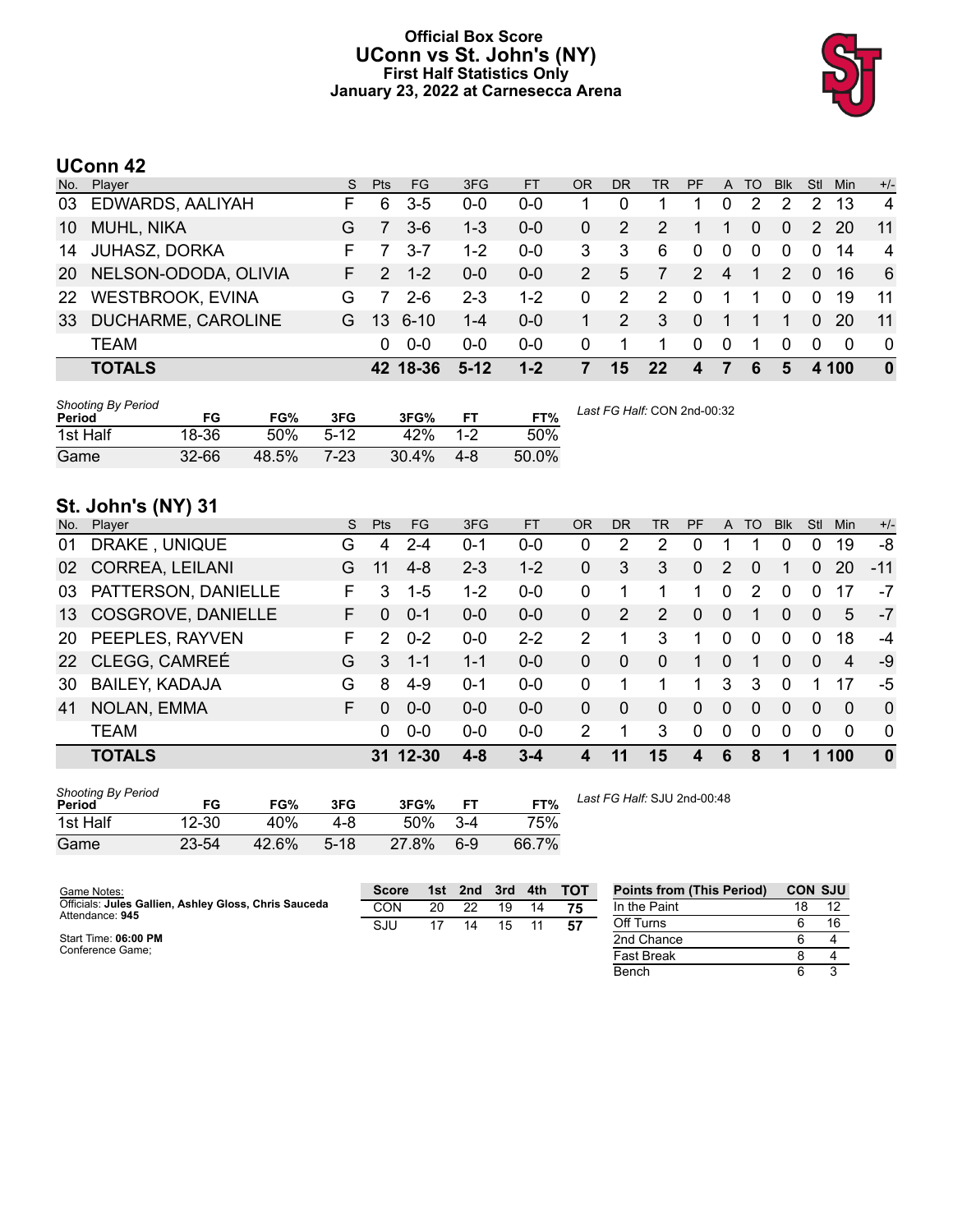# Official Box Score
## UConn vs St. John's (NY)
### First Half Statistics Only
### January 23, 2022 at Carnesecca Arena

## UConn 42

| No. | Player | S | Pts | FG | 3FG | FT | OR | DR | TR | PF | A | TO | Blk | Stl | Min | +/- |
|---|---|---|---|---|---|---|---|---|---|---|---|---|---|---|---|---|
| 03 | EDWARDS, AALIYAH | F | 6 | 3-5 | 0-0 | 0-0 | 1 | 0 | 1 | 1 | 0 | 2 | 2 | 2 | 13 | 4 |
| 10 | MUHL, NIKA | G | 7 | 3-6 | 1-3 | 0-0 | 0 | 2 | 2 | 1 | 1 | 0 | 0 | 2 | 20 | 11 |
| 14 | JUHASZ, DORKA | F | 7 | 3-7 | 1-2 | 0-0 | 3 | 3 | 6 | 0 | 0 | 0 | 0 | 0 | 14 | 4 |
| 20 | NELSON-ODODA, OLIVIA | F | 2 | 1-2 | 0-0 | 0-0 | 2 | 5 | 7 | 2 | 4 | 1 | 2 | 0 | 16 | 6 |
| 22 | WESTBROOK, EVINA | G | 7 | 2-6 | 2-3 | 1-2 | 0 | 2 | 2 | 0 | 1 | 1 | 0 | 0 | 19 | 11 |
| 33 | DUCHARME, CAROLINE | G | 13 | 6-10 | 1-4 | 0-0 | 1 | 2 | 3 | 0 | 1 | 1 | 1 | 0 | 20 | 11 |
| | TEAM | | 0 | 0-0 | 0-0 | 0-0 | 0 | 1 | 1 | 0 | 0 | 1 | 0 | 0 | 0 | 0 |
| | **TOTALS** | | **42** | **18-36** | **5-12** | **1-2** | **7** | **15** | **22** | **4** | **7** | **6** | **5** | **4** | **100** | **0** |

*Shooting By Period*

| Period | FG | FG% | 3FG | 3FG% | FT | FT% |
|---|---|---|---|---|---|---|
| 1st Half | 18-36 | 50% | 5-12 | 42% | 1-2 | 50% |
| Game | 32-66 | 48.5% | 7-23 | 30.4% | 4-8 | 50.0% |

*Last FG Half:* CON 2nd-00:32

## St. John's (NY) 31

| No. | Player | S | Pts | FG | 3FG | FT | OR | DR | TR | PF | A | TO | Blk | Stl | Min | +/- |
|---|---|---|---|---|---|---|---|---|---|---|---|---|---|---|---|---|
| 01 | DRAKE , UNIQUE | G | 4 | 2-4 | 0-1 | 0-0 | 0 | 2 | 2 | 0 | 1 | 1 | 0 | 0 | 19 | -8 |
| 02 | CORREA, LEILANI | G | 11 | 4-8 | 2-3 | 1-2 | 0 | 3 | 3 | 0 | 2 | 0 | 1 | 0 | 20 | -11 |
| 03 | PATTERSON, DANIELLE | F | 3 | 1-5 | 1-2 | 0-0 | 0 | 1 | 1 | 1 | 0 | 2 | 0 | 0 | 17 | -7 |
| 13 | COSGROVE, DANIELLE | F | 0 | 0-1 | 0-0 | 0-0 | 0 | 2 | 2 | 0 | 0 | 1 | 0 | 0 | 5 | -7 |
| 20 | PEEPLES, RAYVEN | F | 2 | 0-2 | 0-0 | 2-2 | 2 | 1 | 3 | 1 | 0 | 0 | 0 | 0 | 18 | -4 |
| 22 | CLEGG, CAMREÉ | G | 3 | 1-1 | 1-1 | 0-0 | 0 | 0 | 0 | 1 | 0 | 1 | 0 | 0 | 4 | -9 |
| 30 | BAILEY, KADAJA | G | 8 | 4-9 | 0-1 | 0-0 | 0 | 1 | 1 | 1 | 3 | 3 | 0 | 1 | 17 | -5 |
| 41 | NOLAN, EMMA | F | 0 | 0-0 | 0-0 | 0-0 | 0 | 0 | 0 | 0 | 0 | 0 | 0 | 0 | 0 | 0 |
| | TEAM | | 0 | 0-0 | 0-0 | 0-0 | 2 | 1 | 3 | 0 | 0 | 0 | 0 | 0 | 0 | 0 |
| | **TOTALS** | | **31** | **12-30** | **4-8** | **3-4** | **4** | **11** | **15** | **4** | **6** | **8** | **1** | **1** | **100** | **0** |

*Shooting By Period*

| Period | FG | FG% | 3FG | 3FG% | FT | FT% |
|---|---|---|---|---|---|---|
| 1st Half | 12-30 | 40% | 4-8 | 50% | 3-4 | 75% |
| Game | 23-54 | 42.6% | 5-18 | 27.8% | 6-9 | 66.7% |

*Last FG Half:* SJU 2nd-00:48

Game Notes:
Officials: **Jules Gallien, Ashley Gloss, Chris Sauceda**
Attendance: **945**

Start Time: **06:00 PM**
Conference Game;

| Score | 1st | 2nd | 3rd | 4th | TOT |
|---|---|---|---|---|---|
| CON | 20 | 22 | 19 | 14 | **75** |
| SJU | 17 | 14 | 15 | 11 | **57** |

| Points from (This Period) | CON | SJU |
|---|---|---|
| In the Paint | 18 | 12 |
| Off Turns | 6 | 16 |
| 2nd Chance | 6 | 4 |
| Fast Break | 8 | 4 |
| Bench | 6 | 3 |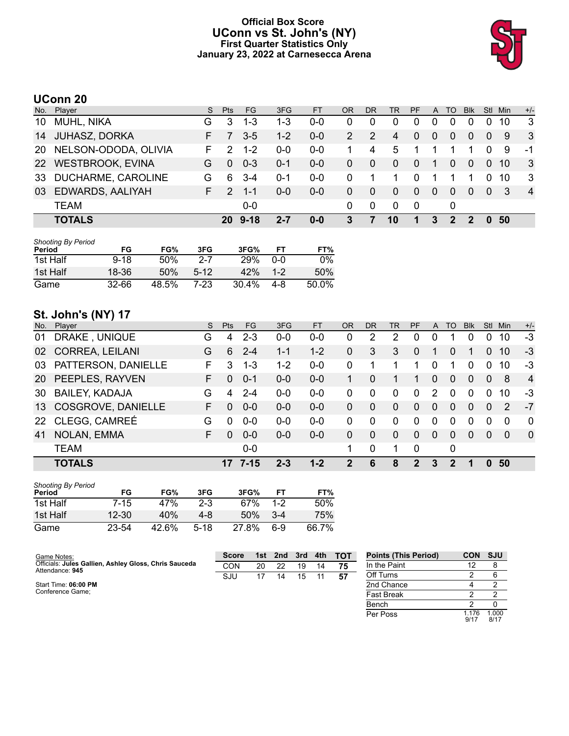# Official Box Score
## UConn vs St. John's (NY)
### First Quarter Statistics Only
### January 23, 2022 at Carnesecca Arena

## UConn 20

| No. | Player | S | Pts | FG | 3FG | FT | OR | DR | TR | PF | A | TO | Blk | Stl | Min | +/- |
|---|---|---|---|---|---|---|---|---|---|---|---|---|---|---|---|---|
| 10 | MUHL, NIKA | G | 3 | 1-3 | 1-3 | 0-0 | 0 | 0 | 0 | 0 | 0 | 0 | 0 | 0 | 10 | 3 |
| 14 | JUHASZ, DORKA | F | 7 | 3-5 | 1-2 | 0-0 | 2 | 2 | 4 | 0 | 0 | 0 | 0 | 0 | 9 | 3 |
| 20 | NELSON-ODODA, OLIVIA | F | 2 | 1-2 | 0-0 | 0-0 | 1 | 4 | 5 | 1 | 1 | 1 | 1 | 0 | 9 | -1 |
| 22 | WESTBROOK, EVINA | G | 0 | 0-3 | 0-1 | 0-0 | 0 | 0 | 0 | 0 | 1 | 0 | 0 | 0 | 10 | 3 |
| 33 | DUCHARME, CAROLINE | G | 6 | 3-4 | 0-1 | 0-0 | 0 | 1 | 1 | 0 | 1 | 1 | 1 | 0 | 10 | 3 |
| 03 | EDWARDS, AALIYAH | F | 2 | 1-1 | 0-0 | 0-0 | 0 | 0 | 0 | 0 | 0 | 0 | 0 | 0 | 3 | 4 |
| | TEAM | | | 0-0 | | | 0 | 0 | 0 | 0 | | 0 | | | | |
| | **TOTALS** | | **20** | **9-18** | **2-7** | **0-0** | **3** | **7** | **10** | **1** | **3** | **2** | **2** | **0** | **50** | |

*Shooting By Period*

| Period | FG | FG% | 3FG | 3FG% | FT | FT% |
|---|---|---|---|---|---|---|
| 1st Half | 9-18 | 50% | 2-7 | 29% | 0-0 | 0% |
| 1st Half | 18-36 | 50% | 5-12 | 42% | 1-2 | 50% |
| Game | 32-66 | 48.5% | 7-23 | 30.4% | 4-8 | 50.0% |

## St. John's (NY) 17

| No. | Player | S | Pts | FG | 3FG | FT | OR | DR | TR | PF | A | TO | Blk | Stl | Min | +/- |
|---|---|---|---|---|---|---|---|---|---|---|---|---|---|---|---|---|
| 01 | DRAKE , UNIQUE | G | 4 | 2-3 | 0-0 | 0-0 | 0 | 2 | 2 | 0 | 0 | 1 | 0 | 0 | 10 | -3 |
| 02 | CORREA, LEILANI | G | 6 | 2-4 | 1-1 | 1-2 | 0 | 3 | 3 | 0 | 1 | 0 | 1 | 0 | 10 | -3 |
| 03 | PATTERSON, DANIELLE | F | 3 | 1-3 | 1-2 | 0-0 | 0 | 1 | 1 | 1 | 0 | 1 | 0 | 0 | 10 | -3 |
| 20 | PEEPLES, RAYVEN | F | 0 | 0-1 | 0-0 | 0-0 | 1 | 0 | 1 | 1 | 0 | 0 | 0 | 0 | 8 | 4 |
| 30 | BAILEY, KADAJA | G | 4 | 2-4 | 0-0 | 0-0 | 0 | 0 | 0 | 0 | 2 | 0 | 0 | 0 | 10 | -3 |
| 13 | COSGROVE, DANIELLE | F | 0 | 0-0 | 0-0 | 0-0 | 0 | 0 | 0 | 0 | 0 | 0 | 0 | 0 | 2 | -7 |
| 22 | CLEGG, CAMREÉ | G | 0 | 0-0 | 0-0 | 0-0 | 0 | 0 | 0 | 0 | 0 | 0 | 0 | 0 | 0 | 0 |
| 41 | NOLAN, EMMA | F | 0 | 0-0 | 0-0 | 0-0 | 0 | 0 | 0 | 0 | 0 | 0 | 0 | 0 | 0 | 0 |
| | TEAM | | | 0-0 | | | 1 | 0 | 1 | 0 | | 0 | | | | |
| | **TOTALS** | | **17** | **7-15** | **2-3** | **1-2** | **2** | **6** | **8** | **2** | **3** | **2** | **1** | **0** | **50** | |

*Shooting By Period*

| Period | FG | FG% | 3FG | 3FG% | FT | FT% |
|---|---|---|---|---|---|---|
| 1st Half | 7-15 | 47% | 2-3 | 67% | 1-2 | 50% |
| 1st Half | 12-30 | 40% | 4-8 | 50% | 3-4 | 75% |
| Game | 23-54 | 42.6% | 5-18 | 27.8% | 6-9 | 66.7% |

Game Notes:
Officials: **Jules Gallien, Ashley Gloss, Chris Sauceda**
Attendance: **945**

Start Time: **06:00 PM**
Conference Game;

| Score | 1st | 2nd | 3rd | 4th | TOT |
|---|---|---|---|---|---|
| CON | 20 | 22 | 19 | 14 | 75 |
| SJU | 17 | 14 | 15 | 11 | 57 |

| Points (This Period) | CON | SJU |
|---|---|---|
| In the Paint | 12 | 8 |
| Off Turns | 2 | 6 |
| 2nd Chance | 4 | 2 |
| Fast Break | 2 | 2 |
| Bench | 2 | 0 |
| Per Poss | 1.176 9/17 | 1.000 8/17 |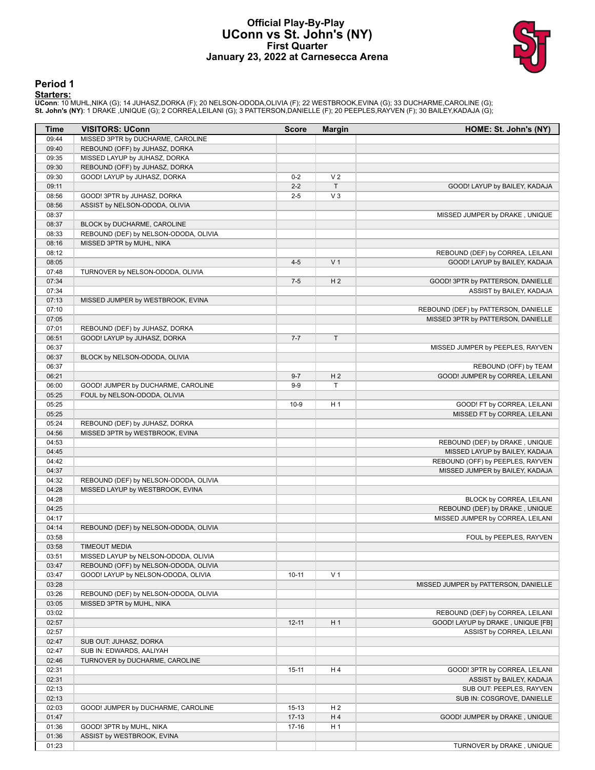# Official Play-By-Play
# UConn vs St. John's (NY)
## First Quarter
### January 23, 2022 at Carnesecca Arena

## Period 1

**Starters:**

**UConn**: 10 MUHL,NIKA (G); 14 JUHASZ,DORKA (F); 20 NELSON-ODODA,OLIVIA (F); 22 WESTBROOK,EVINA (G); 33 DUCHARME,CAROLINE (G);
**St. John's (NY)**: 1 DRAKE ,UNIQUE (G); 2 CORREA,LEILANI (G); 3 PATTERSON,DANIELLE (F); 20 PEEPLES,RAYVEN (F); 30 BAILEY,KADAJA (G);

| Time | VISITORS: UConn | Score | Margin | HOME: St. John's (NY) |
|---|---|---|---|---|
| 09:44 | MISSED 3PTR by DUCHARME, CAROLINE | | | |
| 09:40 | REBOUND (OFF) by JUHASZ, DORKA | | | |
| 09:35 | MISSED LAYUP by JUHASZ, DORKA | | | |
| 09:30 | REBOUND (OFF) by JUHASZ, DORKA | | | |
| 09:30 | GOOD! LAYUP by JUHASZ, DORKA | 0-2 | V 2 | |
| 09:11 | | 2-2 | T | GOOD! LAYUP by BAILEY, KADAJA |
| 08:56 | GOOD! 3PTR by JUHASZ, DORKA | 2-5 | V 3 | |
| 08:56 | ASSIST by NELSON-ODODA, OLIVIA | | | |
| 08:37 | | | | MISSED JUMPER by DRAKE , UNIQUE |
| 08:37 | BLOCK by DUCHARME, CAROLINE | | | |
| 08:33 | REBOUND (DEF) by NELSON-ODODA, OLIVIA | | | |
| 08:16 | MISSED 3PTR by MUHL, NIKA | | | |
| 08:12 | | | | REBOUND (DEF) by CORREA, LEILANI |
| 08:05 | | 4-5 | V 1 | GOOD! LAYUP by BAILEY, KADAJA |
| 07:48 | TURNOVER by NELSON-ODODA, OLIVIA | | | |
| 07:34 | | 7-5 | H 2 | GOOD! 3PTR by PATTERSON, DANIELLE |
| 07:34 | | | | ASSIST by BAILEY, KADAJA |
| 07:13 | MISSED JUMPER by WESTBROOK, EVINA | | | |
| 07:10 | | | | REBOUND (DEF) by PATTERSON, DANIELLE |
| 07:05 | | | | MISSED 3PTR by PATTERSON, DANIELLE |
| 07:01 | REBOUND (DEF) by JUHASZ, DORKA | | | |
| 06:51 | GOOD! LAYUP by JUHASZ, DORKA | 7-7 | T | |
| 06:37 | | | | MISSED JUMPER by PEEPLES, RAYVEN |
| 06:37 | BLOCK by NELSON-ODODA, OLIVIA | | | |
| 06:37 | | | | REBOUND (OFF) by TEAM |
| 06:21 | | 9-7 | H 2 | GOOD! JUMPER by CORREA, LEILANI |
| 06:00 | GOOD! JUMPER by DUCHARME, CAROLINE | 9-9 | T | |
| 05:25 | FOUL by NELSON-ODODA, OLIVIA | | | |
| 05:25 | | 10-9 | H 1 | GOOD! FT by CORREA, LEILANI |
| 05:25 | | | | MISSED FT by CORREA, LEILANI |
| 05:24 | REBOUND (DEF) by JUHASZ, DORKA | | | |
| 04:56 | MISSED 3PTR by WESTBROOK, EVINA | | | |
| 04:53 | | | | REBOUND (DEF) by DRAKE , UNIQUE |
| 04:45 | | | | MISSED LAYUP by BAILEY, KADAJA |
| 04:42 | | | | REBOUND (OFF) by PEEPLES, RAYVEN |
| 04:37 | | | | MISSED JUMPER by BAILEY, KADAJA |
| 04:32 | REBOUND (DEF) by NELSON-ODODA, OLIVIA | | | |
| 04:28 | MISSED LAYUP by WESTBROOK, EVINA | | | |
| 04:28 | | | | BLOCK by CORREA, LEILANI |
| 04:25 | | | | REBOUND (DEF) by DRAKE , UNIQUE |
| 04:17 | | | | MISSED JUMPER by CORREA, LEILANI |
| 04:14 | REBOUND (DEF) by NELSON-ODODA, OLIVIA | | | |
| 03:58 | | | | FOUL by PEEPLES, RAYVEN |
| 03:58 | TIMEOUT MEDIA | | | |
| 03:51 | MISSED LAYUP by NELSON-ODODA, OLIVIA | | | |
| 03:47 | REBOUND (OFF) by NELSON-ODODA, OLIVIA | | | |
| 03:47 | GOOD! LAYUP by NELSON-ODODA, OLIVIA | 10-11 | V 1 | |
| 03:28 | | | | MISSED JUMPER by PATTERSON, DANIELLE |
| 03:26 | REBOUND (DEF) by NELSON-ODODA, OLIVIA | | | |
| 03:05 | MISSED 3PTR by MUHL, NIKA | | | |
| 03:02 | | | | REBOUND (DEF) by CORREA, LEILANI |
| 02:57 | | 12-11 | H 1 | GOOD! LAYUP by DRAKE , UNIQUE [FB] |
| 02:57 | | | | ASSIST by CORREA, LEILANI |
| 02:47 | SUB OUT: JUHASZ, DORKA | | | |
| 02:47 | SUB IN: EDWARDS, AALIYAH | | | |
| 02:46 | TURNOVER by DUCHARME, CAROLINE | | | |
| 02:31 | | 15-11 | H 4 | GOOD! 3PTR by CORREA, LEILANI |
| 02:31 | | | | ASSIST by BAILEY, KADAJA |
| 02:13 | | | | SUB OUT: PEEPLES, RAYVEN |
| 02:13 | | | | SUB IN: COSGROVE, DANIELLE |
| 02:03 | GOOD! JUMPER by DUCHARME, CAROLINE | 15-13 | H 2 | |
| 01:47 | | 17-13 | H 4 | GOOD! JUMPER by DRAKE , UNIQUE |
| 01:36 | GOOD! 3PTR by MUHL, NIKA | 17-16 | H 1 | |
| 01:36 | ASSIST by WESTBROOK, EVINA | | | |
| 01:23 | | | | TURNOVER by DRAKE , UNIQUE |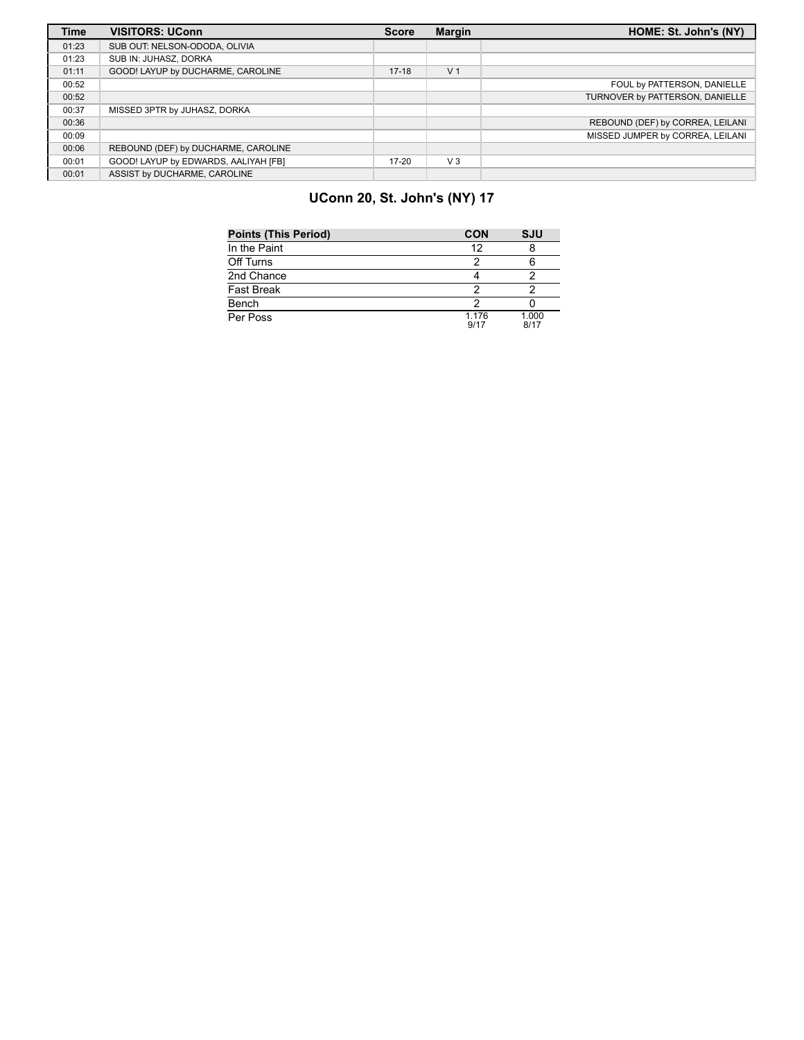| Time | VISITORS: UConn | Score | Margin | HOME: St. John's (NY) |
|---|---|---|---|---|
| 01:23 | SUB OUT: NELSON-ODODA, OLIVIA | | | |
| 01:23 | SUB IN: JUHASZ, DORKA | | | |
| 01:11 | GOOD! LAYUP by DUCHARME, CAROLINE | 17-18 | V 1 | |
| 00:52 | | | | FOUL by PATTERSON, DANIELLE |
| 00:52 | | | | TURNOVER by PATTERSON, DANIELLE |
| 00:37 | MISSED 3PTR by JUHASZ, DORKA | | | |
| 00:36 | | | | REBOUND (DEF) by CORREA, LEILANI |
| 00:09 | | | | MISSED JUMPER by CORREA, LEILANI |
| 00:06 | REBOUND (DEF) by DUCHARME, CAROLINE | | | |
| 00:01 | GOOD! LAYUP by EDWARDS, AALIYAH [FB] | 17-20 | V 3 | |
| 00:01 | ASSIST by DUCHARME, CAROLINE | | | |

## UConn 20, St. John's (NY) 17

| Points (This Period) | CON | SJU |
|---|---|---|
| In the Paint | 12 | 8 |
| Off Turns | 2 | 6 |
| 2nd Chance | 4 | 2 |
| Fast Break | 2 | 2 |
| Bench | 2 | 0 |
| Per Poss | 1.176 9/17 | 1.000 8/17 |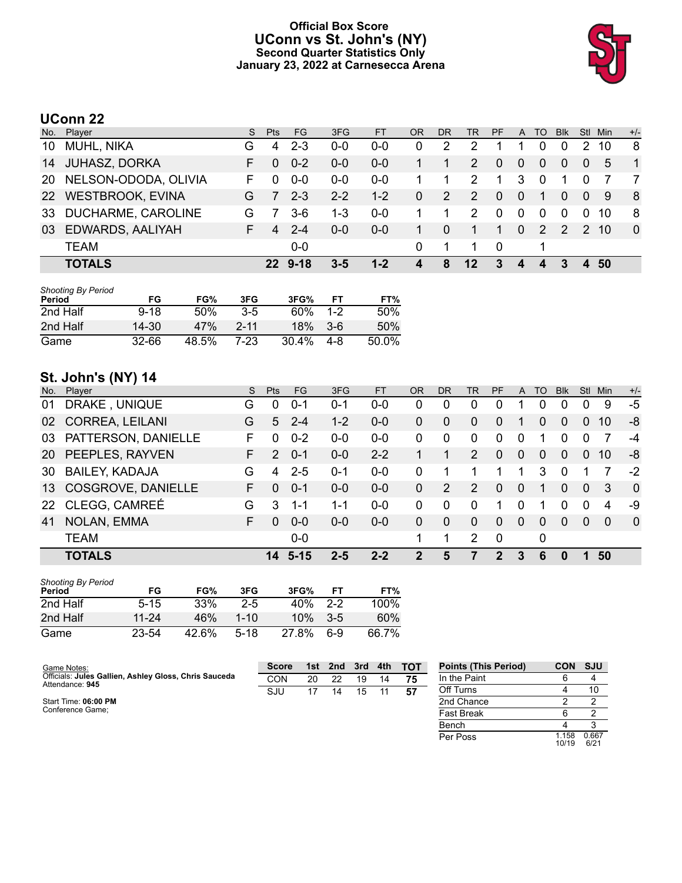# Official Box Score
## UConn vs St. John's (NY)
### Second Quarter Statistics Only
### January 23, 2022 at Carnesecca Arena

## UConn 22

| No. | Player | S | Pts | FG | 3FG | FT | OR | DR | TR | PF | A | TO | Blk | Stl | Min | +/- |
|---|---|---|---|---|---|---|---|---|---|---|---|---|---|---|---|---|
| 10 | MUHL, NIKA | G | 4 | 2-3 | 0-0 | 0-0 | 0 | 2 | 2 | 1 | 1 | 0 | 0 | 2 | 10 | 8 |
| 14 | JUHASZ, DORKA | F | 0 | 0-2 | 0-0 | 0-0 | 1 | 1 | 2 | 0 | 0 | 0 | 0 | 0 | 5 | 1 |
| 20 | NELSON-ODODA, OLIVIA | F | 0 | 0-0 | 0-0 | 0-0 | 1 | 1 | 2 | 1 | 3 | 0 | 1 | 0 | 7 | 7 |
| 22 | WESTBROOK, EVINA | G | 7 | 2-3 | 2-2 | 1-2 | 0 | 2 | 2 | 0 | 0 | 1 | 0 | 0 | 9 | 8 |
| 33 | DUCHARME, CAROLINE | G | 7 | 3-6 | 1-3 | 0-0 | 1 | 1 | 2 | 0 | 0 | 0 | 0 | 0 | 10 | 8 |
| 03 | EDWARDS, AALIYAH | F | 4 | 2-4 | 0-0 | 0-0 | 1 | 0 | 1 | 1 | 0 | 2 | 2 | 2 | 10 | 0 |
| | TEAM | | | 0-0 | | | 0 | 1 | 1 | 0 | | 1 | | | | |
| | **TOTALS** | | **22** | **9-18** | **3-5** | **1-2** | **4** | **8** | **12** | **3** | **4** | **4** | **3** | **4** | **50** | |

*Shooting By Period*

| Period | FG | FG% | 3FG | 3FG% | FT | FT% |
|---|---|---|---|---|---|---|
| 2nd Half | 9-18 | 50% | 3-5 | 60% | 1-2 | 50% |
| 2nd Half | 14-30 | 47% | 2-11 | 18% | 3-6 | 50% |
| Game | 32-66 | 48.5% | 7-23 | 30.4% | 4-8 | 50.0% |

## St. John's (NY) 14

| No. | Player | S | Pts | FG | 3FG | FT | OR | DR | TR | PF | A | TO | Blk | Stl | Min | +/- |
|---|---|---|---|---|---|---|---|---|---|---|---|---|---|---|---|---|
| 01 | DRAKE , UNIQUE | G | 0 | 0-1 | 0-1 | 0-0 | 0 | 0 | 0 | 0 | 1 | 0 | 0 | 0 | 9 | -5 |
| 02 | CORREA, LEILANI | G | 5 | 2-4 | 1-2 | 0-0 | 0 | 0 | 0 | 0 | 1 | 0 | 0 | 0 | 10 | -8 |
| 03 | PATTERSON, DANIELLE | F | 0 | 0-2 | 0-0 | 0-0 | 0 | 0 | 0 | 0 | 0 | 1 | 0 | 0 | 7 | -4 |
| 20 | PEEPLES, RAYVEN | F | 2 | 0-1 | 0-0 | 2-2 | 1 | 1 | 2 | 0 | 0 | 0 | 0 | 0 | 10 | -8 |
| 30 | BAILEY, KADAJA | G | 4 | 2-5 | 0-1 | 0-0 | 0 | 1 | 1 | 1 | 1 | 3 | 0 | 1 | 7 | -2 |
| 13 | COSGROVE, DANIELLE | F | 0 | 0-1 | 0-0 | 0-0 | 0 | 2 | 2 | 0 | 0 | 1 | 0 | 0 | 3 | 0 |
| 22 | CLEGG, CAMREÉ | G | 3 | 1-1 | 1-1 | 0-0 | 0 | 0 | 0 | 1 | 0 | 1 | 0 | 0 | 4 | -9 |
| 41 | NOLAN, EMMA | F | 0 | 0-0 | 0-0 | 0-0 | 0 | 0 | 0 | 0 | 0 | 0 | 0 | 0 | 0 | 0 |
| | TEAM | | | 0-0 | | | 1 | 1 | 2 | 0 | | 0 | | | | |
| | **TOTALS** | | **14** | **5-15** | **2-5** | **2-2** | **2** | **5** | **7** | **2** | **3** | **6** | **0** | **1** | **50** | |

*Shooting By Period*

| Period | FG | FG% | 3FG | 3FG% | FT | FT% |
|---|---|---|---|---|---|---|
| 2nd Half | 5-15 | 33% | 2-5 | 40% | 2-2 | 100% |
| 2nd Half | 11-24 | 46% | 1-10 | 10% | 3-5 | 60% |
| Game | 23-54 | 42.6% | 5-18 | 27.8% | 6-9 | 66.7% |

Game Notes:
Officials: **Jules Gallien, Ashley Gloss, Chris Sauceda**
Attendance: **945**

Start Time: **06:00 PM**
Conference Game;

| Score | 1st | 2nd | 3rd | 4th | TOT |
|---|---|---|---|---|---|
| CON | 20 | 22 | 19 | 14 | 75 |
| SJU | 17 | 14 | 15 | 11 | 57 |

| Points (This Period) | CON | SJU |
|---|---|---|
| In the Paint | 6 | 4 |
| Off Turns | 4 | 10 |
| 2nd Chance | 2 | 2 |
| Fast Break | 6 | 2 |
| Bench | 4 | 3 |
| Per Poss | 1.158 10/19 | 0.667 6/21 |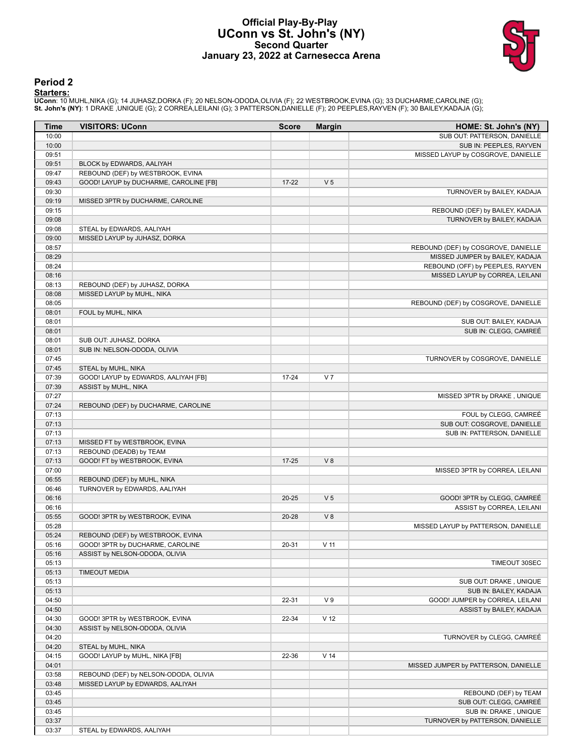# Official Play-By-Play
## UConn vs St. John's (NY)
## Second Quarter
## January 23, 2022 at Carnesecca Arena

### Period 2

**Starters:**

**UConn**: 10 MUHL,NIKA (G); 14 JUHASZ,DORKA (F); 20 NELSON-ODODA,OLIVIA (F); 22 WESTBROOK,EVINA (G); 33 DUCHARME,CAROLINE (G);
**St. John's (NY)**: 1 DRAKE ,UNIQUE (G); 2 CORREA,LEILANI (G); 3 PATTERSON,DANIELLE (F); 20 PEEPLES,RAYVEN (F); 30 BAILEY,KADAJA (G);

| Time | VISITORS: UConn | Score | Margin | HOME: St. John's (NY) |
|---|---|---|---|---|
| 10:00 | | | | SUB OUT: PATTERSON, DANIELLE |
| 10:00 | | | | SUB IN: PEEPLES, RAYVEN |
| 09:51 | | | | MISSED LAYUP by COSGROVE, DANIELLE |
| 09:51 | BLOCK by EDWARDS, AALIYAH | | | |
| 09:47 | REBOUND (DEF) by WESTBROOK, EVINA | | | |
| 09:43 | GOOD! LAYUP by DUCHARME, CAROLINE [FB] | 17-22 | V 5 | |
| 09:30 | | | | TURNOVER by BAILEY, KADAJA |
| 09:19 | MISSED 3PTR by DUCHARME, CAROLINE | | | |
| 09:15 | | | | REBOUND (DEF) by BAILEY, KADAJA |
| 09:08 | | | | TURNOVER by BAILEY, KADAJA |
| 09:08 | STEAL by EDWARDS, AALIYAH | | | |
| 09:00 | MISSED LAYUP by JUHASZ, DORKA | | | |
| 08:57 | | | | REBOUND (DEF) by COSGROVE, DANIELLE |
| 08:29 | | | | MISSED JUMPER by BAILEY, KADAJA |
| 08:24 | | | | REBOUND (OFF) by PEEPLES, RAYVEN |
| 08:16 | | | | MISSED LAYUP by CORREA, LEILANI |
| 08:13 | REBOUND (DEF) by JUHASZ, DORKA | | | |
| 08:08 | MISSED LAYUP by MUHL, NIKA | | | |
| 08:05 | | | | REBOUND (DEF) by COSGROVE, DANIELLE |
| 08:01 | FOUL by MUHL, NIKA | | | |
| 08:01 | | | | SUB OUT: BAILEY, KADAJA |
| 08:01 | | | | SUB IN: CLEGG, CAMREÉ |
| 08:01 | SUB OUT: JUHASZ, DORKA | | | |
| 08:01 | SUB IN: NELSON-ODODA, OLIVIA | | | |
| 07:45 | | | | TURNOVER by COSGROVE, DANIELLE |
| 07:45 | STEAL by MUHL, NIKA | | | |
| 07:39 | GOOD! LAYUP by EDWARDS, AALIYAH [FB] | 17-24 | V 7 | |
| 07:39 | ASSIST by MUHL, NIKA | | | |
| 07:27 | | | | MISSED 3PTR by DRAKE , UNIQUE |
| 07:24 | REBOUND (DEF) by DUCHARME, CAROLINE | | | |
| 07:13 | | | | FOUL by CLEGG, CAMREÉ |
| 07:13 | | | | SUB OUT: COSGROVE, DANIELLE |
| 07:13 | | | | SUB IN: PATTERSON, DANIELLE |
| 07:13 | MISSED FT by WESTBROOK, EVINA | | | |
| 07:13 | REBOUND (DEADB) by TEAM | | | |
| 07:13 | GOOD! FT by WESTBROOK, EVINA | 17-25 | V 8 | |
| 07:00 | | | | MISSED 3PTR by CORREA, LEILANI |
| 06:55 | REBOUND (DEF) by MUHL, NIKA | | | |
| 06:46 | TURNOVER by EDWARDS, AALIYAH | | | |
| 06:16 | | 20-25 | V 5 | GOOD! 3PTR by CLEGG, CAMREÉ |
| 06:16 | | | | ASSIST by CORREA, LEILANI |
| 05:55 | GOOD! 3PTR by WESTBROOK, EVINA | 20-28 | V 8 | |
| 05:28 | | | | MISSED LAYUP by PATTERSON, DANIELLE |
| 05:24 | REBOUND (DEF) by WESTBROOK, EVINA | | | |
| 05:16 | GOOD! 3PTR by DUCHARME, CAROLINE | 20-31 | V 11 | |
| 05:16 | ASSIST by NELSON-ODODA, OLIVIA | | | |
| 05:13 | | | | TIMEOUT 30SEC |
| 05:13 | TIMEOUT MEDIA | | | |
| 05:13 | | | | SUB OUT: DRAKE , UNIQUE |
| 05:13 | | | | SUB IN: BAILEY, KADAJA |
| 04:50 | | 22-31 | V 9 | GOOD! JUMPER by CORREA, LEILANI |
| 04:50 | | | | ASSIST by BAILEY, KADAJA |
| 04:30 | GOOD! 3PTR by WESTBROOK, EVINA | 22-34 | V 12 | |
| 04:30 | ASSIST by NELSON-ODODA, OLIVIA | | | |
| 04:20 | | | | TURNOVER by CLEGG, CAMREÉ |
| 04:20 | STEAL by MUHL, NIKA | | | |
| 04:15 | GOOD! LAYUP by MUHL, NIKA [FB] | 22-36 | V 14 | |
| 04:01 | | | | MISSED JUMPER by PATTERSON, DANIELLE |
| 03:58 | REBOUND (DEF) by NELSON-ODODA, OLIVIA | | | |
| 03:48 | MISSED LAYUP by EDWARDS, AALIYAH | | | |
| 03:45 | | | | REBOUND (DEF) by TEAM |
| 03:45 | | | | SUB OUT: CLEGG, CAMREÉ |
| 03:45 | | | | SUB IN: DRAKE , UNIQUE |
| 03:37 | | | | TURNOVER by PATTERSON, DANIELLE |
| 03:37 | STEAL by EDWARDS, AALIYAH | | | |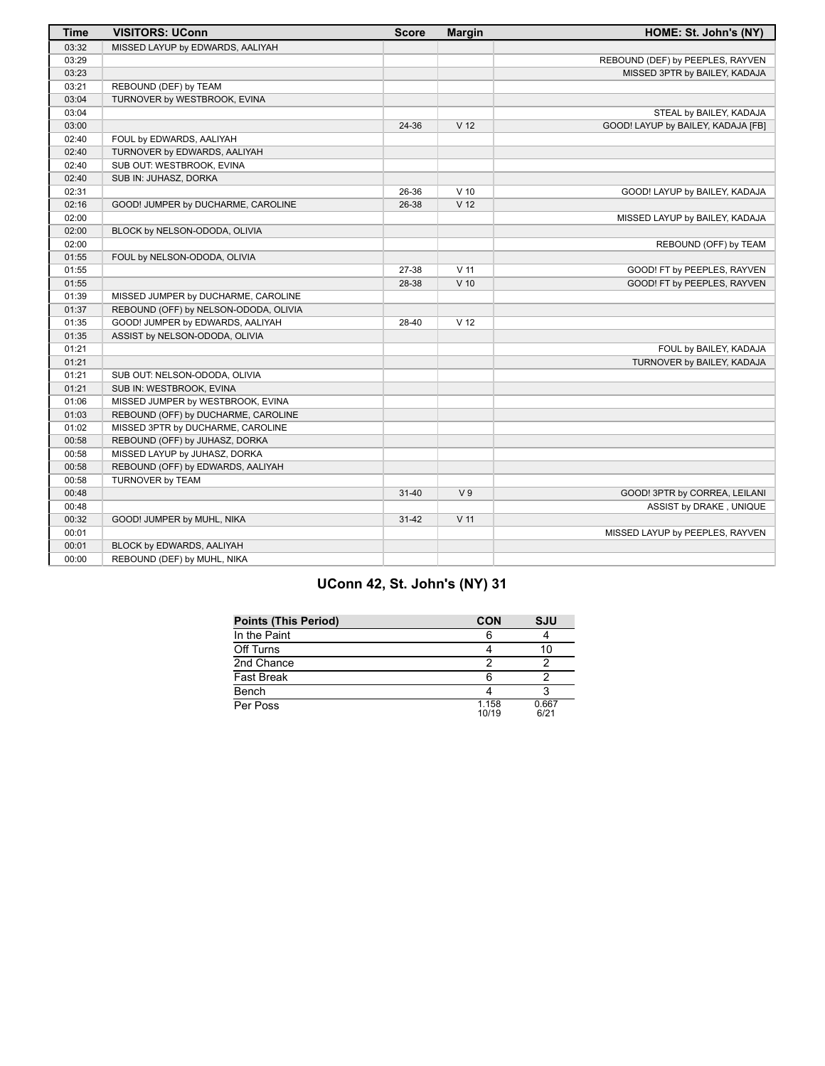| Time | VISITORS: UConn | Score | Margin | HOME: St. John's (NY) |
|---|---|---|---|---|
| 03:32 | MISSED LAYUP by EDWARDS, AALIYAH | | | |
| 03:29 | | | | REBOUND (DEF) by PEEPLES, RAYVEN |
| 03:23 | | | | MISSED 3PTR by BAILEY, KADAJA |
| 03:21 | REBOUND (DEF) by TEAM | | | |
| 03:04 | TURNOVER by WESTBROOK, EVINA | | | |
| 03:04 | | | | STEAL by BAILEY, KADAJA |
| 03:00 | | 24-36 | V 12 | GOOD! LAYUP by BAILEY, KADAJA [FB] |
| 02:40 | FOUL by EDWARDS, AALIYAH | | | |
| 02:40 | TURNOVER by EDWARDS, AALIYAH | | | |
| 02:40 | SUB OUT: WESTBROOK, EVINA | | | |
| 02:40 | SUB IN: JUHASZ, DORKA | | | |
| 02:31 | | 26-36 | V 10 | GOOD! LAYUP by BAILEY, KADAJA |
| 02:16 | GOOD! JUMPER by DUCHARME, CAROLINE | 26-38 | V 12 | |
| 02:00 | | | | MISSED LAYUP by BAILEY, KADAJA |
| 02:00 | BLOCK by NELSON-ODODA, OLIVIA | | | |
| 02:00 | | | | REBOUND (OFF) by TEAM |
| 01:55 | FOUL by NELSON-ODODA, OLIVIA | | | |
| 01:55 | | 27-38 | V 11 | GOOD! FT by PEEPLES, RAYVEN |
| 01:55 | | 28-38 | V 10 | GOOD! FT by PEEPLES, RAYVEN |
| 01:39 | MISSED JUMPER by DUCHARME, CAROLINE | | | |
| 01:37 | REBOUND (OFF) by NELSON-ODODA, OLIVIA | | | |
| 01:35 | GOOD! JUMPER by EDWARDS, AALIYAH | 28-40 | V 12 | |
| 01:35 | ASSIST by NELSON-ODODA, OLIVIA | | | |
| 01:21 | | | | FOUL by BAILEY, KADAJA |
| 01:21 | | | | TURNOVER by BAILEY, KADAJA |
| 01:21 | SUB OUT: NELSON-ODODA, OLIVIA | | | |
| 01:21 | SUB IN: WESTBROOK, EVINA | | | |
| 01:06 | MISSED JUMPER by WESTBROOK, EVINA | | | |
| 01:03 | REBOUND (OFF) by DUCHARME, CAROLINE | | | |
| 01:02 | MISSED 3PTR by DUCHARME, CAROLINE | | | |
| 00:58 | REBOUND (OFF) by JUHASZ, DORKA | | | |
| 00:58 | MISSED LAYUP by JUHASZ, DORKA | | | |
| 00:58 | REBOUND (OFF) by EDWARDS, AALIYAH | | | |
| 00:58 | TURNOVER by TEAM | | | |
| 00:48 | | 31-40 | V 9 | GOOD! 3PTR by CORREA, LEILANI |
| 00:48 | | | | ASSIST by DRAKE , UNIQUE |
| 00:32 | GOOD! JUMPER by MUHL, NIKA | 31-42 | V 11 | |
| 00:01 | | | | MISSED LAYUP by PEEPLES, RAYVEN |
| 00:01 | BLOCK by EDWARDS, AALIYAH | | | |
| 00:00 | REBOUND (DEF) by MUHL, NIKA | | | |

## UConn 42, St. John's (NY) 31

| Points (This Period) | CON | SJU |
|---|---|---|
| In the Paint | 6 | 4 |
| Off Turns | 4 | 10 |
| 2nd Chance | 2 | 2 |
| Fast Break | 6 | 2 |
| Bench | 4 | 3 |
| Per Poss | 1.158 10/19 | 0.667 6/21 |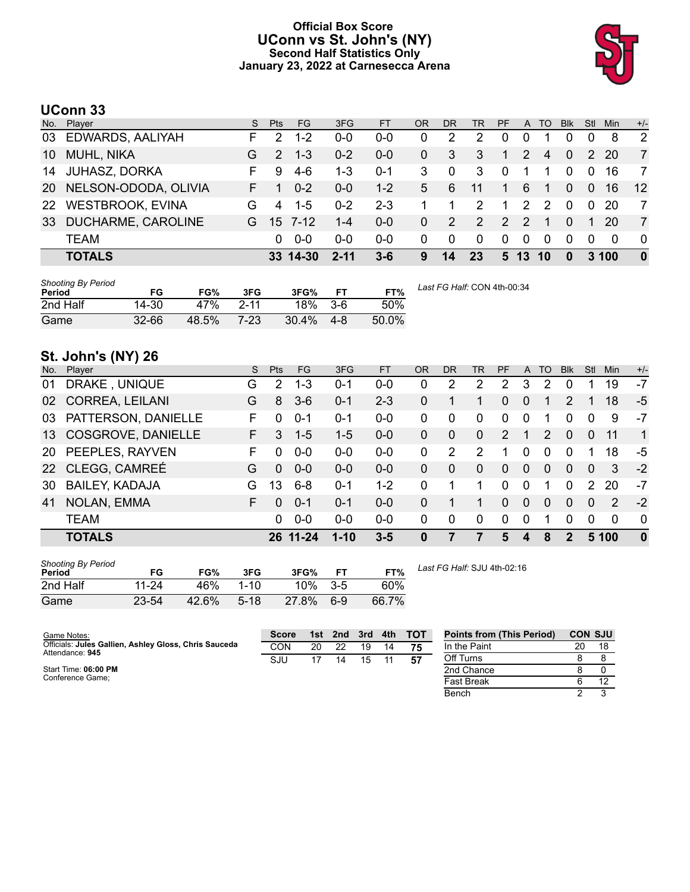# Official Box Score
## UConn vs St. John's (NY)
### Second Half Statistics Only
### January 23, 2022 at Carnesecca Arena

## UConn 33

| No. | Player | S | Pts | FG | 3FG | FT | OR | DR | TR | PF | A | TO | Blk | Stl | Min | +/- |
|---|---|---|---|---|---|---|---|---|---|---|---|---|---|---|---|---|
| 03 | EDWARDS, AALIYAH | F | 2 | 1-2 | 0-0 | 0-0 | 0 | 2 | 2 | 0 | 0 | 1 | 0 | 0 | 8 | 2 |
| 10 | MUHL, NIKA | G | 2 | 1-3 | 0-2 | 0-0 | 0 | 3 | 3 | 1 | 2 | 4 | 0 | 2 | 20 | 7 |
| 14 | JUHASZ, DORKA | F | 9 | 4-6 | 1-3 | 0-1 | 3 | 0 | 3 | 0 | 1 | 1 | 0 | 0 | 16 | 7 |
| 20 | NELSON-ODODA, OLIVIA | F | 1 | 0-2 | 0-0 | 1-2 | 5 | 6 | 11 | 1 | 6 | 1 | 0 | 0 | 16 | 12 |
| 22 | WESTBROOK, EVINA | G | 4 | 1-5 | 0-2 | 2-3 | 1 | 1 | 2 | 1 | 2 | 2 | 0 | 0 | 20 | 7 |
| 33 | DUCHARME, CAROLINE | G | 15 | 7-12 | 1-4 | 0-0 | 0 | 2 | 2 | 2 | 2 | 1 | 0 | 1 | 20 | 7 |
| | TEAM | | 0 | 0-0 | 0-0 | 0-0 | 0 | 0 | 0 | 0 | 0 | 0 | 0 | 0 | 0 | 0 |
| | **TOTALS** | | **33** | **14-30** | **2-11** | **3-6** | **9** | **14** | **23** | **5** | **13** | **10** | **0** | **3** | **100** | **0** |

*Shooting By Period*

| Period | FG | FG% | 3FG | 3FG% | FT | FT% |
|---|---|---|---|---|---|---|
| 2nd Half | 14-30 | 47% | 2-11 | 18% | 3-6 | 50% |
| Game | 32-66 | 48.5% | 7-23 | 30.4% | 4-8 | 50.0% |

*Last FG Half:* CON 4th-00:34

## St. John's (NY) 26

| No. | Player | S | Pts | FG | 3FG | FT | OR | DR | TR | PF | A | TO | Blk | Stl | Min | +/- |
|---|---|---|---|---|---|---|---|---|---|---|---|---|---|---|---|---|
| 01 | DRAKE , UNIQUE | G | 2 | 1-3 | 0-1 | 0-0 | 0 | 2 | 2 | 2 | 3 | 2 | 0 | 1 | 19 | -7 |
| 02 | CORREA, LEILANI | G | 8 | 3-6 | 0-1 | 2-3 | 0 | 1 | 1 | 0 | 0 | 1 | 2 | 1 | 18 | -5 |
| 03 | PATTERSON, DANIELLE | F | 0 | 0-1 | 0-1 | 0-0 | 0 | 0 | 0 | 0 | 0 | 1 | 0 | 0 | 9 | -7 |
| 13 | COSGROVE, DANIELLE | F | 3 | 1-5 | 1-5 | 0-0 | 0 | 0 | 0 | 2 | 1 | 2 | 0 | 0 | 11 | 1 |
| 20 | PEEPLES, RAYVEN | F | 0 | 0-0 | 0-0 | 0-0 | 0 | 2 | 2 | 1 | 0 | 0 | 0 | 1 | 18 | -5 |
| 22 | CLEGG, CAMREÉ | G | 0 | 0-0 | 0-0 | 0-0 | 0 | 0 | 0 | 0 | 0 | 0 | 0 | 0 | 3 | -2 |
| 30 | BAILEY, KADAJA | G | 13 | 6-8 | 0-1 | 1-2 | 0 | 1 | 1 | 0 | 0 | 1 | 0 | 2 | 20 | -7 |
| 41 | NOLAN, EMMA | F | 0 | 0-1 | 0-1 | 0-0 | 0 | 1 | 1 | 0 | 0 | 0 | 0 | 0 | 2 | -2 |
| | TEAM | | 0 | 0-0 | 0-0 | 0-0 | 0 | 0 | 0 | 0 | 0 | 1 | 0 | 0 | 0 | 0 |
| | **TOTALS** | | **26** | **11-24** | **1-10** | **3-5** | **0** | **7** | **7** | **5** | **4** | **8** | **2** | **5** | **100** | **0** |

*Shooting By Period*

| Period | FG | FG% | 3FG | 3FG% | FT | FT% |
|---|---|---|---|---|---|---|
| 2nd Half | 11-24 | 46% | 1-10 | 10% | 3-5 | 60% |
| Game | 23-54 | 42.6% | 5-18 | 27.8% | 6-9 | 66.7% |

*Last FG Half:* SJU 4th-02:16

Game Notes:
Officials: **Jules Gallien, Ashley Gloss, Chris Sauceda**
Attendance: **945**

Start Time: **06:00 PM**
Conference Game;

| Score | 1st | 2nd | 3rd | 4th | TOT |
|---|---|---|---|---|---|
| CON | 20 | 22 | 19 | 14 | **75** |
| SJU | 17 | 14 | 15 | 11 | **57** |

| Points from (This Period) | CON | SJU |
|---|---|---|
| In the Paint | 20 | 18 |
| Off Turns | 8 | 8 |
| 2nd Chance | 8 | 0 |
| Fast Break | 6 | 12 |
| Bench | 2 | 3 |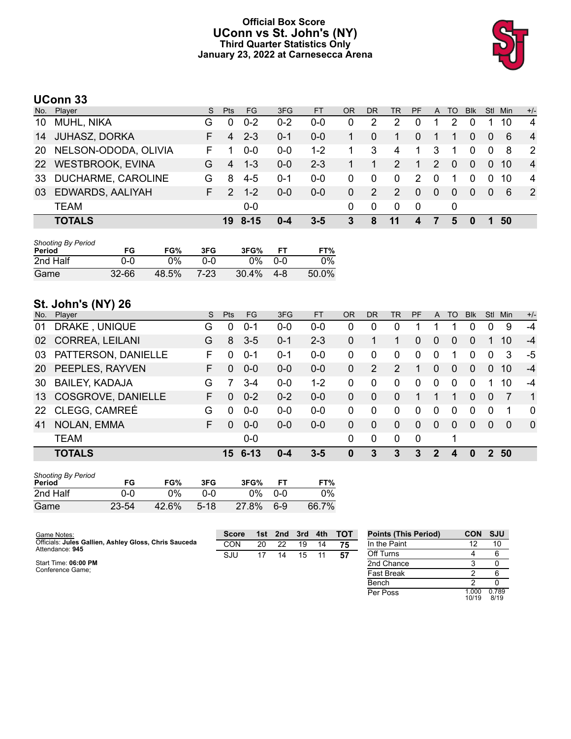# Official Box Score
## UConn vs St. John's (NY)
### Third Quarter Statistics Only
### January 23, 2022 at Carnesecca Arena

## UConn 33

| No. | Player | S | Pts | FG | 3FG | FT | OR | DR | TR | PF | A | TO | Blk | Stl | Min | +/- |
|---|---|---|---|---|---|---|---|---|---|---|---|---|---|---|---|---|
| 10 | MUHL, NIKA | G | 0 | 0-2 | 0-2 | 0-0 | 0 | 2 | 2 | 0 | 1 | 2 | 0 | 1 | 10 | 4 |
| 14 | JUHASZ, DORKA | F | 4 | 2-3 | 0-1 | 0-0 | 1 | 0 | 1 | 0 | 1 | 1 | 0 | 0 | 6 | 4 |
| 20 | NELSON-ODODA, OLIVIA | F | 1 | 0-0 | 0-0 | 1-2 | 1 | 3 | 4 | 1 | 3 | 1 | 0 | 0 | 8 | 2 |
| 22 | WESTBROOK, EVINA | G | 4 | 1-3 | 0-0 | 2-3 | 1 | 1 | 2 | 1 | 2 | 0 | 0 | 0 | 10 | 4 |
| 33 | DUCHARME, CAROLINE | G | 8 | 4-5 | 0-1 | 0-0 | 0 | 0 | 0 | 2 | 0 | 1 | 0 | 0 | 10 | 4 |
| 03 | EDWARDS, AALIYAH | F | 2 | 1-2 | 0-0 | 0-0 | 0 | 2 | 2 | 0 | 0 | 0 | 0 | 0 | 6 | 2 |
| | TEAM | | | 0-0 | | | 0 | 0 | 0 | 0 | | 0 | | | | |
| | **TOTALS** | | **19** | **8-15** | **0-4** | **3-5** | **3** | **8** | **11** | **4** | **7** | **5** | **0** | **1** | **50** | |

*Shooting By Period*

| Period | FG | FG% | 3FG | 3FG% | FT | FT% |
|---|---|---|---|---|---|---|
| 2nd Half | 0-0 | 0% | 0-0 | 0% | 0-0 | 0% |
| Game | 32-66 | 48.5% | 7-23 | 30.4% | 4-8 | 50.0% |

## St. John's (NY) 26

| No. | Player | S | Pts | FG | 3FG | FT | OR | DR | TR | PF | A | TO | Blk | Stl | Min | +/- |
|---|---|---|---|---|---|---|---|---|---|---|---|---|---|---|---|---|
| 01 | DRAKE , UNIQUE | G | 0 | 0-1 | 0-0 | 0-0 | 0 | 0 | 0 | 1 | 1 | 1 | 0 | 0 | 9 | -4 |
| 02 | CORREA, LEILANI | G | 8 | 3-5 | 0-1 | 2-3 | 0 | 1 | 1 | 0 | 0 | 0 | 0 | 1 | 10 | -4 |
| 03 | PATTERSON, DANIELLE | F | 0 | 0-1 | 0-1 | 0-0 | 0 | 0 | 0 | 0 | 0 | 1 | 0 | 0 | 3 | -5 |
| 20 | PEEPLES, RAYVEN | F | 0 | 0-0 | 0-0 | 0-0 | 0 | 2 | 2 | 1 | 0 | 0 | 0 | 0 | 10 | -4 |
| 30 | BAILEY, KADAJA | G | 7 | 3-4 | 0-0 | 1-2 | 0 | 0 | 0 | 0 | 0 | 0 | 0 | 1 | 10 | -4 |
| 13 | COSGROVE, DANIELLE | F | 0 | 0-2 | 0-2 | 0-0 | 0 | 0 | 0 | 1 | 1 | 1 | 0 | 0 | 7 | 1 |
| 22 | CLEGG, CAMREÉ | G | 0 | 0-0 | 0-0 | 0-0 | 0 | 0 | 0 | 0 | 0 | 0 | 0 | 0 | 1 | 0 |
| 41 | NOLAN, EMMA | F | 0 | 0-0 | 0-0 | 0-0 | 0 | 0 | 0 | 0 | 0 | 0 | 0 | 0 | 0 | 0 |
| | TEAM | | | 0-0 | | | 0 | 0 | 0 | 0 | | 1 | | | | |
| | **TOTALS** | | **15** | **6-13** | **0-4** | **3-5** | **0** | **3** | **3** | **3** | **2** | **4** | **0** | **2** | **50** | |

*Shooting By Period*

| Period | FG | FG% | 3FG | 3FG% | FT | FT% |
|---|---|---|---|---|---|---|
| 2nd Half | 0-0 | 0% | 0-0 | 0% | 0-0 | 0% |
| Game | 23-54 | 42.6% | 5-18 | 27.8% | 6-9 | 66.7% |

Game Notes:
Officials: **Jules Gallien, Ashley Gloss, Chris Sauceda**
Attendance: **945**

Start Time: **06:00 PM**
Conference Game;

| Score | 1st | 2nd | 3rd | 4th | TOT |
|---|---|---|---|---|---|
| CON | 20 | 22 | 19 | 14 | **75** |
| SJU | 17 | 14 | 15 | 11 | **57** |

| Points (This Period) | CON | SJU |
|---|---|---|
| In the Paint | 12 | 10 |
| Off Turns | 4 | 6 |
| 2nd Chance | 3 | 0 |
| Fast Break | 2 | 6 |
| Bench | 2 | 0 |
| Per Poss | 1.000 10/19 | 0.789 8/19 |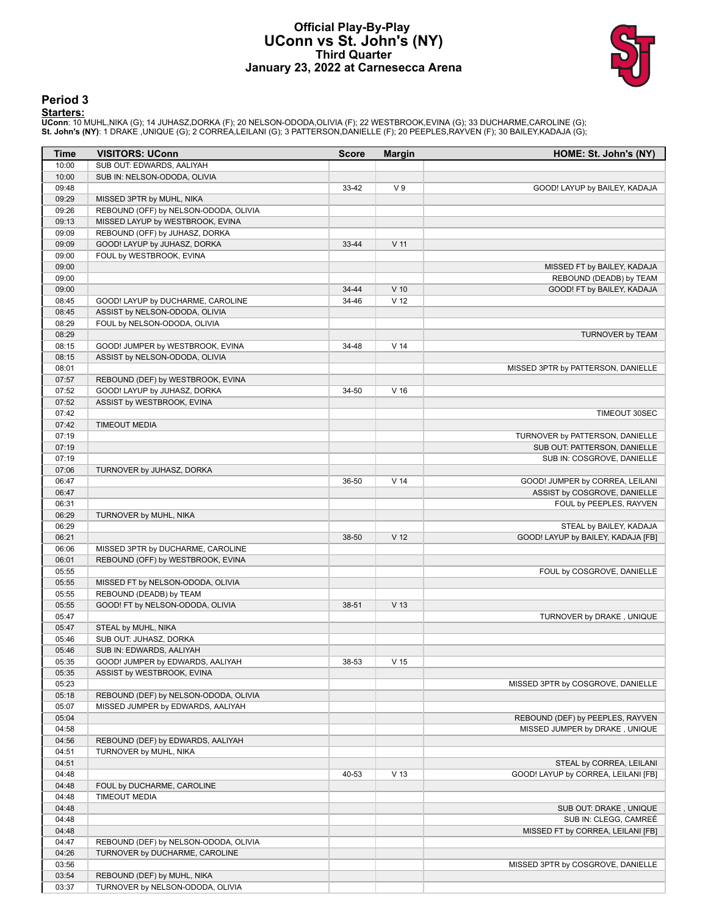# Official Play-By-Play
# UConn vs St. John's (NY)
# Third Quarter
# January 23, 2022 at Carnesecca Arena

## Period 3

**Starters:**

**UConn**: 10 MUHL,NIKA (G); 14 JUHASZ,DORKA (F); 20 NELSON-ODODA,OLIVIA (F); 22 WESTBROOK,EVINA (G); 33 DUCHARME,CAROLINE (G);
**St. John's (NY)**: 1 DRAKE ,UNIQUE (G); 2 CORREA,LEILANI (G); 3 PATTERSON,DANIELLE (F); 20 PEEPLES,RAYVEN (F); 30 BAILEY,KADAJA (G);

| Time | VISITORS: UConn | Score | Margin | HOME: St. John's (NY) |
|---|---|---|---|---|
| 10:00 | SUB OUT: EDWARDS, AALIYAH | | | |
| 10:00 | SUB IN: NELSON-ODODA, OLIVIA | | | |
| 09:48 | | 33-42 | V 9 | GOOD! LAYUP by BAILEY, KADAJA |
| 09:29 | MISSED 3PTR by MUHL, NIKA | | | |
| 09:26 | REBOUND (OFF) by NELSON-ODODA, OLIVIA | | | |
| 09:13 | MISSED LAYUP by WESTBROOK, EVINA | | | |
| 09:09 | REBOUND (OFF) by JUHASZ, DORKA | | | |
| 09:09 | GOOD! LAYUP by JUHASZ, DORKA | 33-44 | V 11 | |
| 09:00 | FOUL by WESTBROOK, EVINA | | | |
| 09:00 | | | | MISSED FT by BAILEY, KADAJA |
| 09:00 | | | | REBOUND (DEADB) by TEAM |
| 09:00 | | 34-44 | V 10 | GOOD! FT by BAILEY, KADAJA |
| 08:45 | GOOD! LAYUP by DUCHARME, CAROLINE | 34-46 | V 12 | |
| 08:45 | ASSIST by NELSON-ODODA, OLIVIA | | | |
| 08:29 | FOUL by NELSON-ODODA, OLIVIA | | | |
| 08:29 | | | | TURNOVER by TEAM |
| 08:15 | GOOD! JUMPER by WESTBROOK, EVINA | 34-48 | V 14 | |
| 08:15 | ASSIST by NELSON-ODODA, OLIVIA | | | |
| 08:01 | | | | MISSED 3PTR by PATTERSON, DANIELLE |
| 07:57 | REBOUND (DEF) by WESTBROOK, EVINA | | | |
| 07:52 | GOOD! LAYUP by JUHASZ, DORKA | 34-50 | V 16 | |
| 07:52 | ASSIST by WESTBROOK, EVINA | | | |
| 07:42 | | | | TIMEOUT 30SEC |
| 07:42 | TIMEOUT MEDIA | | | |
| 07:19 | | | | TURNOVER by PATTERSON, DANIELLE |
| 07:19 | | | | SUB OUT: PATTERSON, DANIELLE |
| 07:19 | | | | SUB IN: COSGROVE, DANIELLE |
| 07:06 | TURNOVER by JUHASZ, DORKA | | | |
| 06:47 | | 36-50 | V 14 | GOOD! JUMPER by CORREA, LEILANI |
| 06:47 | | | | ASSIST by COSGROVE, DANIELLE |
| 06:31 | | | | FOUL by PEEPLES, RAYVEN |
| 06:29 | TURNOVER by MUHL, NIKA | | | |
| 06:29 | | | | STEAL by BAILEY, KADAJA |
| 06:21 | | 38-50 | V 12 | GOOD! LAYUP by BAILEY, KADAJA [FB] |
| 06:06 | MISSED 3PTR by DUCHARME, CAROLINE | | | |
| 06:01 | REBOUND (OFF) by WESTBROOK, EVINA | | | |
| 05:55 | | | | FOUL by COSGROVE, DANIELLE |
| 05:55 | MISSED FT by NELSON-ODODA, OLIVIA | | | |
| 05:55 | REBOUND (DEADB) by TEAM | | | |
| 05:55 | GOOD! FT by NELSON-ODODA, OLIVIA | 38-51 | V 13 | |
| 05:47 | | | | TURNOVER by DRAKE , UNIQUE |
| 05:47 | STEAL by MUHL, NIKA | | | |
| 05:46 | SUB OUT: JUHASZ, DORKA | | | |
| 05:46 | SUB IN: EDWARDS, AALIYAH | | | |
| 05:35 | GOOD! JUMPER by EDWARDS, AALIYAH | 38-53 | V 15 | |
| 05:35 | ASSIST by WESTBROOK, EVINA | | | |
| 05:23 | | | | MISSED 3PTR by COSGROVE, DANIELLE |
| 05:18 | REBOUND (DEF) by NELSON-ODODA, OLIVIA | | | |
| 05:07 | MISSED JUMPER by EDWARDS, AALIYAH | | | |
| 05:04 | | | | REBOUND (DEF) by PEEPLES, RAYVEN |
| 04:58 | | | | MISSED JUMPER by DRAKE , UNIQUE |
| 04:56 | REBOUND (DEF) by EDWARDS, AALIYAH | | | |
| 04:51 | TURNOVER by MUHL, NIKA | | | |
| 04:51 | | | | STEAL by CORREA, LEILANI |
| 04:48 | | 40-53 | V 13 | GOOD! LAYUP by CORREA, LEILANI [FB] |
| 04:48 | FOUL by DUCHARME, CAROLINE | | | |
| 04:48 | TIMEOUT MEDIA | | | |
| 04:48 | | | | SUB OUT: DRAKE , UNIQUE |
| 04:48 | | | | SUB IN: CLEGG, CAMREÉ |
| 04:48 | | | | MISSED FT by CORREA, LEILANI [FB] |
| 04:47 | REBOUND (DEF) by NELSON-ODODA, OLIVIA | | | |
| 04:26 | TURNOVER by DUCHARME, CAROLINE | | | |
| 03:56 | | | | MISSED 3PTR by COSGROVE, DANIELLE |
| 03:54 | REBOUND (DEF) by MUHL, NIKA | | | |
| 03:37 | TURNOVER by NELSON-ODODA, OLIVIA | | | |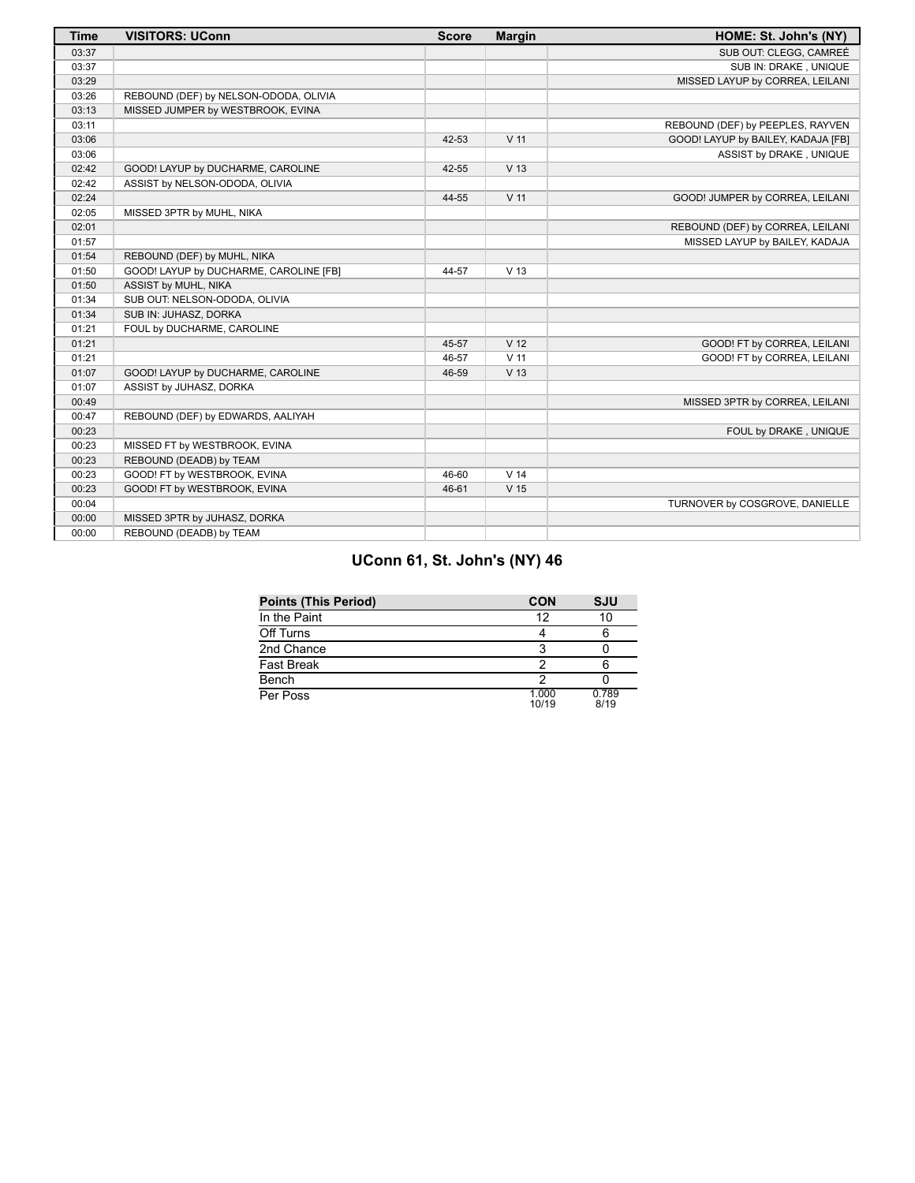| Time | VISITORS: UConn | Score | Margin | HOME: St. John's (NY) |
|---|---|---|---|---|
| 03:37 | | | | SUB OUT: CLEGG, CAMREÉ |
| 03:37 | | | | SUB IN: DRAKE , UNIQUE |
| 03:29 | | | | MISSED LAYUP by CORREA, LEILANI |
| 03:26 | REBOUND (DEF) by NELSON-ODODA, OLIVIA | | | |
| 03:13 | MISSED JUMPER by WESTBROOK, EVINA | | | |
| 03:11 | | | | REBOUND (DEF) by PEEPLES, RAYVEN |
| 03:06 | | 42-53 | V 11 | GOOD! LAYUP by BAILEY, KADAJA [FB] |
| 03:06 | | | | ASSIST by DRAKE , UNIQUE |
| 02:42 | GOOD! LAYUP by DUCHARME, CAROLINE | 42-55 | V 13 | |
| 02:42 | ASSIST by NELSON-ODODA, OLIVIA | | | |
| 02:24 | | 44-55 | V 11 | GOOD! JUMPER by CORREA, LEILANI |
| 02:05 | MISSED 3PTR by MUHL, NIKA | | | |
| 02:01 | | | | REBOUND (DEF) by CORREA, LEILANI |
| 01:57 | | | | MISSED LAYUP by BAILEY, KADAJA |
| 01:54 | REBOUND (DEF) by MUHL, NIKA | | | |
| 01:50 | GOOD! LAYUP by DUCHARME, CAROLINE [FB] | 44-57 | V 13 | |
| 01:50 | ASSIST by MUHL, NIKA | | | |
| 01:34 | SUB OUT: NELSON-ODODA, OLIVIA | | | |
| 01:34 | SUB IN: JUHASZ, DORKA | | | |
| 01:21 | FOUL by DUCHARME, CAROLINE | | | |
| 01:21 | | 45-57 | V 12 | GOOD! FT by CORREA, LEILANI |
| 01:21 | | 46-57 | V 11 | GOOD! FT by CORREA, LEILANI |
| 01:07 | GOOD! LAYUP by DUCHARME, CAROLINE | 46-59 | V 13 | |
| 01:07 | ASSIST by JUHASZ, DORKA | | | |
| 00:49 | | | | MISSED 3PTR by CORREA, LEILANI |
| 00:47 | REBOUND (DEF) by EDWARDS, AALIYAH | | | |
| 00:23 | | | | FOUL by DRAKE , UNIQUE |
| 00:23 | MISSED FT by WESTBROOK, EVINA | | | |
| 00:23 | REBOUND (DEADB) by TEAM | | | |
| 00:23 | GOOD! FT by WESTBROOK, EVINA | 46-60 | V 14 | |
| 00:23 | GOOD! FT by WESTBROOK, EVINA | 46-61 | V 15 | |
| 00:04 | | | | TURNOVER by COSGROVE, DANIELLE |
| 00:00 | MISSED 3PTR by JUHASZ, DORKA | | | |
| 00:00 | REBOUND (DEADB) by TEAM | | | |

## UConn 61, St. John's (NY) 46

| Points (This Period) | CON | SJU |
|---|---|---|
| In the Paint | 12 | 10 |
| Off Turns | 4 | 6 |
| 2nd Chance | 3 | 0 |
| Fast Break | 2 | 6 |
| Bench | 2 | 0 |
| Per Poss | 1.000 10/19 | 0.789 8/19 |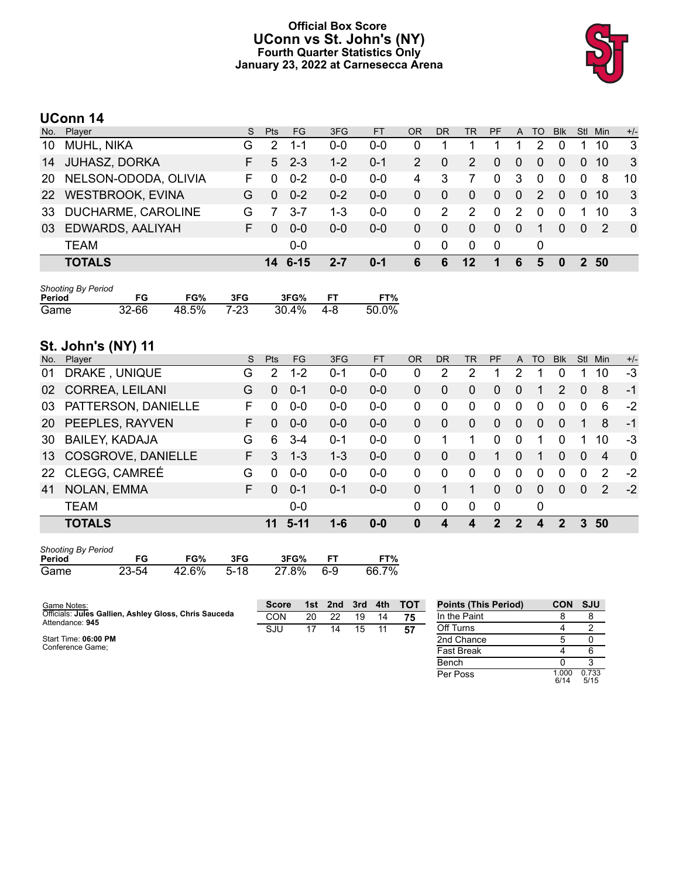# Official Box Score
## UConn vs St. John's (NY)
### Fourth Quarter Statistics Only
### January 23, 2022 at Carnesecca Arena

## UConn 14

| No. | Player | S | Pts | FG | 3FG | FT | OR | DR | TR | PF | A | TO | Blk | Stl | Min | +/- |
|---|---|---|---|---|---|---|---|---|---|---|---|---|---|---|---|---|
| 10 | MUHL, NIKA | G | 2 | 1-1 | 0-0 | 0-0 | 0 | 1 | 1 | 1 | 1 | 2 | 0 | 1 | 10 | 3 |
| 14 | JUHASZ, DORKA | F | 5 | 2-3 | 1-2 | 0-1 | 2 | 0 | 2 | 0 | 0 | 0 | 0 | 0 | 10 | 3 |
| 20 | NELSON-ODODA, OLIVIA | F | 0 | 0-2 | 0-0 | 0-0 | 4 | 3 | 7 | 0 | 3 | 0 | 0 | 0 | 8 | 10 |
| 22 | WESTBROOK, EVINA | G | 0 | 0-2 | 0-2 | 0-0 | 0 | 0 | 0 | 0 | 0 | 2 | 0 | 0 | 10 | 3 |
| 33 | DUCHARME, CAROLINE | G | 7 | 3-7 | 1-3 | 0-0 | 0 | 2 | 2 | 0 | 2 | 0 | 0 | 1 | 10 | 3 |
| 03 | EDWARDS, AALIYAH | F | 0 | 0-0 | 0-0 | 0-0 | 0 | 0 | 0 | 0 | 0 | 1 | 0 | 0 | 2 | 0 |
| | TEAM | | | 0-0 | | | 0 | 0 | 0 | 0 | | 0 | | | | |
| | **TOTALS** | | **14** | **6-15** | **2-7** | **0-1** | **6** | **6** | **12** | **1** | **6** | **5** | **0** | **2** | **50** | |

*Shooting By Period*

| Period | FG | FG% | 3FG | 3FG% | FT | FT% |
|---|---|---|---|---|---|---|
| Game | 32-66 | 48.5% | 7-23 | 30.4% | 4-8 | 50.0% |

## St. John's (NY) 11

| No. | Player | S | Pts | FG | 3FG | FT | OR | DR | TR | PF | A | TO | Blk | Stl | Min | +/- |
|---|---|---|---|---|---|---|---|---|---|---|---|---|---|---|---|---|
| 01 | DRAKE , UNIQUE | G | 2 | 1-2 | 0-1 | 0-0 | 0 | 2 | 2 | 1 | 2 | 1 | 0 | 1 | 10 | -3 |
| 02 | CORREA, LEILANI | G | 0 | 0-1 | 0-0 | 0-0 | 0 | 0 | 0 | 0 | 0 | 1 | 2 | 0 | 8 | -1 |
| 03 | PATTERSON, DANIELLE | F | 0 | 0-0 | 0-0 | 0-0 | 0 | 0 | 0 | 0 | 0 | 0 | 0 | 0 | 6 | -2 |
| 20 | PEEPLES, RAYVEN | F | 0 | 0-0 | 0-0 | 0-0 | 0 | 0 | 0 | 0 | 0 | 0 | 0 | 1 | 8 | -1 |
| 30 | BAILEY, KADAJA | G | 6 | 3-4 | 0-1 | 0-0 | 0 | 1 | 1 | 0 | 0 | 1 | 0 | 1 | 10 | -3 |
| 13 | COSGROVE, DANIELLE | F | 3 | 1-3 | 1-3 | 0-0 | 0 | 0 | 0 | 1 | 0 | 1 | 0 | 0 | 4 | 0 |
| 22 | CLEGG, CAMREÉ | G | 0 | 0-0 | 0-0 | 0-0 | 0 | 0 | 0 | 0 | 0 | 0 | 0 | 0 | 2 | -2 |
| 41 | NOLAN, EMMA | F | 0 | 0-1 | 0-1 | 0-0 | 0 | 1 | 1 | 0 | 0 | 0 | 0 | 0 | 2 | -2 |
| | TEAM | | | 0-0 | | | 0 | 0 | 0 | 0 | | 0 | | | | |
| | **TOTALS** | | **11** | **5-11** | **1-6** | **0-0** | **0** | **4** | **4** | **2** | **2** | **4** | **2** | **3** | **50** | |

*Shooting By Period*

| Period | FG | FG% | 3FG | 3FG% | FT | FT% |
|---|---|---|---|---|---|---|
| Game | 23-54 | 42.6% | 5-18 | 27.8% | 6-9 | 66.7% |

Game Notes:
Officials: **Jules Gallien, Ashley Gloss, Chris Sauceda**
Attendance: **945**

Start Time: **06:00 PM**
Conference Game;

| Score | 1st | 2nd | 3rd | 4th | TOT |
|---|---|---|---|---|---|
| CON | 20 | 22 | 19 | 14 | **75** |
| SJU | 17 | 14 | 15 | 11 | **57** |

| Points (This Period) | CON | SJU |
|---|---|---|
| In the Paint | 8 | 8 |
| Off Turns | 4 | 2 |
| 2nd Chance | 5 | 0 |
| Fast Break | 4 | 6 |
| Bench | 0 | 3 |
| Per Poss | 1.000 6/14 | 0.733 5/15 |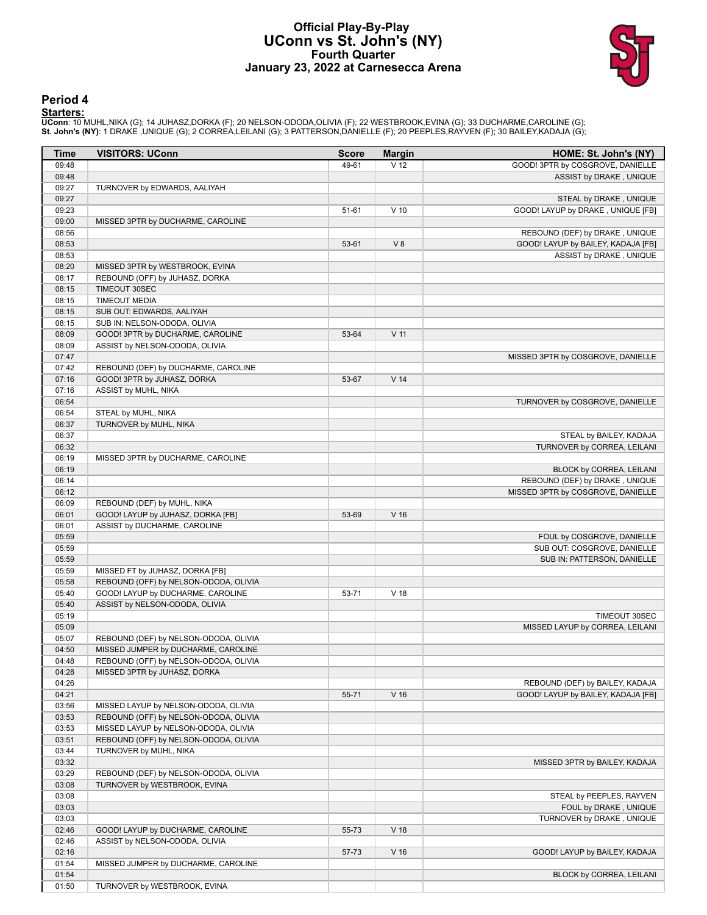# Official Play-By-Play
# UConn vs St. John's (NY)
# Fourth Quarter
# January 23, 2022 at Carnesecca Arena

## Period 4

**Starters:**

**UConn**: 10 MUHL,NIKA (G); 14 JUHASZ,DORKA (F); 20 NELSON-ODODA,OLIVIA (F); 22 WESTBROOK,EVINA (G); 33 DUCHARME,CAROLINE (G);
**St. John's (NY)**: 1 DRAKE ,UNIQUE (G); 2 CORREA,LEILANI (G); 3 PATTERSON,DANIELLE (F); 20 PEEPLES,RAYVEN (F); 30 BAILEY,KADAJA (G);

| Time | VISITORS: UConn | Score | Margin | HOME: St. John's (NY) |
|---|---|---|---|---|
| 09:48 | | 49-61 | V 12 | GOOD! 3PTR by COSGROVE, DANIELLE |
| 09:48 | | | | ASSIST by DRAKE , UNIQUE |
| 09:27 | TURNOVER by EDWARDS, AALIYAH | | | |
| 09:27 | | | | STEAL by DRAKE , UNIQUE |
| 09:23 | | 51-61 | V 10 | GOOD! LAYUP by DRAKE , UNIQUE [FB] |
| 09:00 | MISSED 3PTR by DUCHARME, CAROLINE | | | |
| 08:56 | | | | REBOUND (DEF) by DRAKE , UNIQUE |
| 08:53 | | 53-61 | V 8 | GOOD! LAYUP by BAILEY, KADAJA [FB] |
| 08:53 | | | | ASSIST by DRAKE , UNIQUE |
| 08:20 | MISSED 3PTR by WESTBROOK, EVINA | | | |
| 08:17 | REBOUND (OFF) by JUHASZ, DORKA | | | |
| 08:15 | TIMEOUT 30SEC | | | |
| 08:15 | TIMEOUT MEDIA | | | |
| 08:15 | SUB OUT: EDWARDS, AALIYAH | | | |
| 08:15 | SUB IN: NELSON-ODODA, OLIVIA | | | |
| 08:09 | GOOD! 3PTR by DUCHARME, CAROLINE | 53-64 | V 11 | |
| 08:09 | ASSIST by NELSON-ODODA, OLIVIA | | | |
| 07:47 | | | | MISSED 3PTR by COSGROVE, DANIELLE |
| 07:42 | REBOUND (DEF) by DUCHARME, CAROLINE | | | |
| 07:16 | GOOD! 3PTR by JUHASZ, DORKA | 53-67 | V 14 | |
| 07:16 | ASSIST by MUHL, NIKA | | | |
| 06:54 | | | | TURNOVER by COSGROVE, DANIELLE |
| 06:54 | STEAL by MUHL, NIKA | | | |
| 06:37 | TURNOVER by MUHL, NIKA | | | |
| 06:37 | | | | STEAL by BAILEY, KADAJA |
| 06:32 | | | | TURNOVER by CORREA, LEILANI |
| 06:19 | MISSED 3PTR by DUCHARME, CAROLINE | | | |
| 06:19 | | | | BLOCK by CORREA, LEILANI |
| 06:14 | | | | REBOUND (DEF) by DRAKE , UNIQUE |
| 06:12 | | | | MISSED 3PTR by COSGROVE, DANIELLE |
| 06:09 | REBOUND (DEF) by MUHL, NIKA | | | |
| 06:01 | GOOD! LAYUP by JUHASZ, DORKA [FB] | 53-69 | V 16 | |
| 06:01 | ASSIST by DUCHARME, CAROLINE | | | |
| 05:59 | | | | FOUL by COSGROVE, DANIELLE |
| 05:59 | | | | SUB OUT: COSGROVE, DANIELLE |
| 05:59 | | | | SUB IN: PATTERSON, DANIELLE |
| 05:59 | MISSED FT by JUHASZ, DORKA [FB] | | | |
| 05:58 | REBOUND (OFF) by NELSON-ODODA, OLIVIA | | | |
| 05:40 | GOOD! LAYUP by DUCHARME, CAROLINE | 53-71 | V 18 | |
| 05:40 | ASSIST by NELSON-ODODA, OLIVIA | | | |
| 05:19 | | | | TIMEOUT 30SEC |
| 05:09 | | | | MISSED LAYUP by CORREA, LEILANI |
| 05:07 | REBOUND (DEF) by NELSON-ODODA, OLIVIA | | | |
| 04:50 | MISSED JUMPER by DUCHARME, CAROLINE | | | |
| 04:48 | REBOUND (OFF) by NELSON-ODODA, OLIVIA | | | |
| 04:28 | MISSED 3PTR by JUHASZ, DORKA | | | |
| 04:26 | | | | REBOUND (DEF) by BAILEY, KADAJA |
| 04:21 | | 55-71 | V 16 | GOOD! LAYUP by BAILEY, KADAJA [FB] |
| 03:56 | MISSED LAYUP by NELSON-ODODA, OLIVIA | | | |
| 03:53 | REBOUND (OFF) by NELSON-ODODA, OLIVIA | | | |
| 03:53 | MISSED LAYUP by NELSON-ODODA, OLIVIA | | | |
| 03:51 | REBOUND (OFF) by NELSON-ODODA, OLIVIA | | | |
| 03:44 | TURNOVER by MUHL, NIKA | | | |
| 03:32 | | | | MISSED 3PTR by BAILEY, KADAJA |
| 03:29 | REBOUND (DEF) by NELSON-ODODA, OLIVIA | | | |
| 03:08 | TURNOVER by WESTBROOK, EVINA | | | |
| 03:08 | | | | STEAL by PEEPLES, RAYVEN |
| 03:03 | | | | FOUL by DRAKE , UNIQUE |
| 03:03 | | | | TURNOVER by DRAKE , UNIQUE |
| 02:46 | GOOD! LAYUP by DUCHARME, CAROLINE | 55-73 | V 18 | |
| 02:46 | ASSIST by NELSON-ODODA, OLIVIA | | | |
| 02:16 | | 57-73 | V 16 | GOOD! LAYUP by BAILEY, KADAJA |
| 01:54 | MISSED JUMPER by DUCHARME, CAROLINE | | | |
| 01:54 | | | | BLOCK by CORREA, LEILANI |
| 01:50 | TURNOVER by WESTBROOK, EVINA | | | |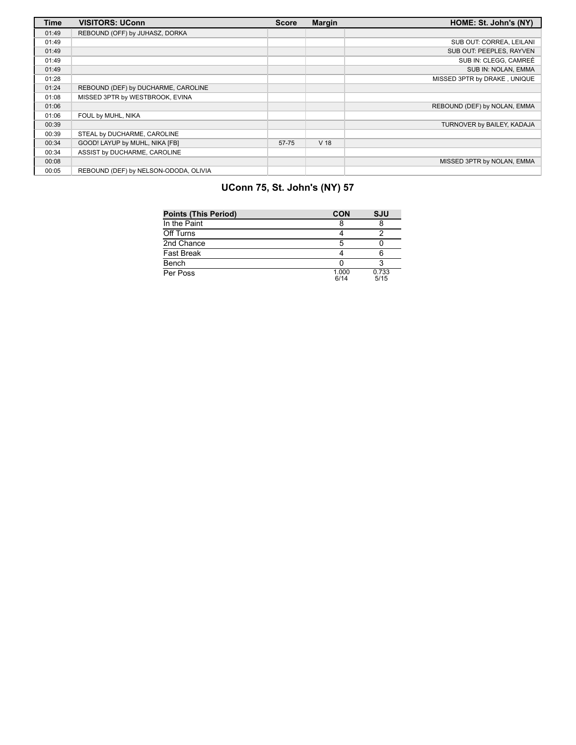| Time | VISITORS: UConn | Score | Margin | HOME: St. John's (NY) |
| --- | --- | --- | --- | --- |
| 01:49 | REBOUND (OFF) by JUHASZ, DORKA | | | |
| 01:49 | | | | SUB OUT: CORREA, LEILANI |
| 01:49 | | | | SUB OUT: PEEPLES, RAYVEN |
| 01:49 | | | | SUB IN: CLEGG, CAMREÉ |
| 01:49 | | | | SUB IN: NOLAN, EMMA |
| 01:28 | | | | MISSED 3PTR by DRAKE , UNIQUE |
| 01:24 | REBOUND (DEF) by DUCHARME, CAROLINE | | | |
| 01:08 | MISSED 3PTR by WESTBROOK, EVINA | | | |
| 01:06 | | | | REBOUND (DEF) by NOLAN, EMMA |
| 01:06 | FOUL by MUHL, NIKA | | | |
| 00:39 | | | | TURNOVER by BAILEY, KADAJA |
| 00:39 | STEAL by DUCHARME, CAROLINE | | | |
| 00:34 | GOOD! LAYUP by MUHL, NIKA [FB] | 57-75 | V 18 | |
| 00:34 | ASSIST by DUCHARME, CAROLINE | | | |
| 00:08 | | | | MISSED 3PTR by NOLAN, EMMA |
| 00:05 | REBOUND (DEF) by NELSON-ODODA, OLIVIA | | | |

## UConn 75, St. John's (NY) 57

| Points (This Period) | CON | SJU |
| --- | --- | --- |
| In the Paint | 8 | 8 |
| Off Turns | 4 | 2 |
| 2nd Chance | 5 | 0 |
| Fast Break | 4 | 6 |
| Bench | 0 | 3 |
| Per Poss | 1.000 6/14 | 0.733 5/15 |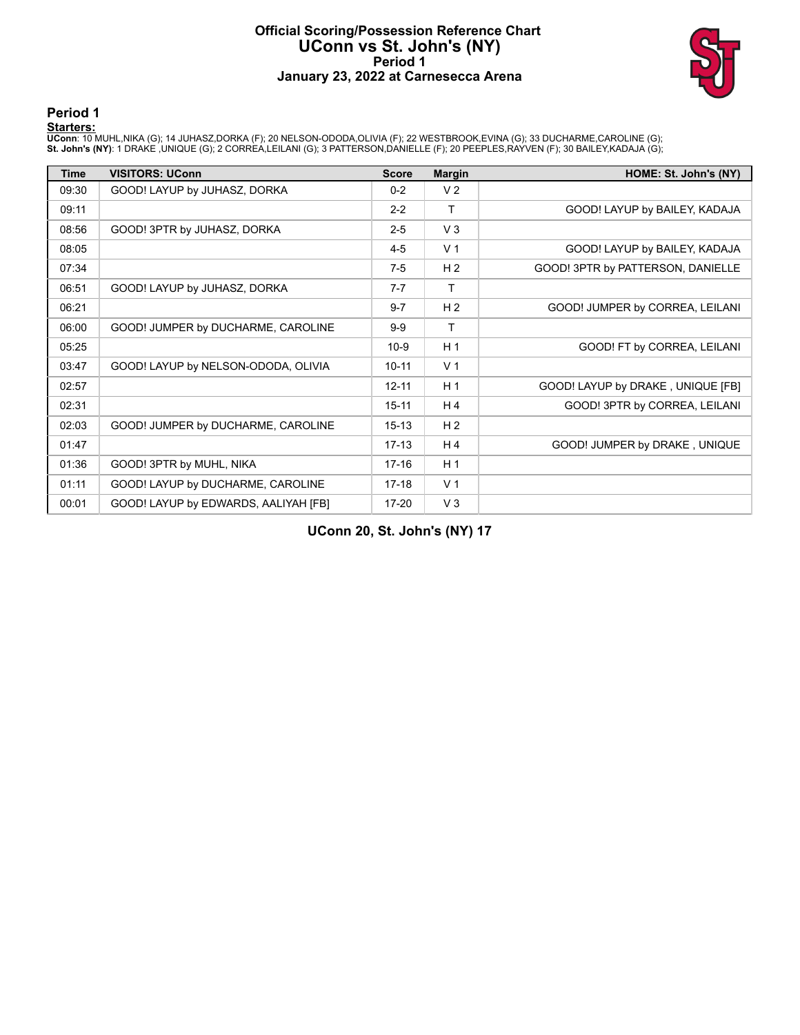# Official Scoring/Possession Reference Chart
# UConn vs St. John's (NY)
# Period 1
# January 23, 2022 at Carnesecca Arena

## Period 1

**Starters:**

**UConn**: 10 MUHL,NIKA (G); 14 JUHASZ,DORKA (F); 20 NELSON-ODODA,OLIVIA (F); 22 WESTBROOK,EVINA (G); 33 DUCHARME,CAROLINE (G);
**St. John's (NY)**: 1 DRAKE ,UNIQUE (G); 2 CORREA,LEILANI (G); 3 PATTERSON,DANIELLE (F); 20 PEEPLES,RAYVEN (F); 30 BAILEY,KADAJA (G);

| Time | VISITORS: UConn | Score | Margin | HOME: St. John's (NY) |
|---|---|---|---|---|
| 09:30 | GOOD! LAYUP by JUHASZ, DORKA | 0-2 | V 2 | |
| 09:11 | | 2-2 | T | GOOD! LAYUP by BAILEY, KADAJA |
| 08:56 | GOOD! 3PTR by JUHASZ, DORKA | 2-5 | V 3 | |
| 08:05 | | 4-5 | V 1 | GOOD! LAYUP by BAILEY, KADAJA |
| 07:34 | | 7-5 | H 2 | GOOD! 3PTR by PATTERSON, DANIELLE |
| 06:51 | GOOD! LAYUP by JUHASZ, DORKA | 7-7 | T | |
| 06:21 | | 9-7 | H 2 | GOOD! JUMPER by CORREA, LEILANI |
| 06:00 | GOOD! JUMPER by DUCHARME, CAROLINE | 9-9 | T | |
| 05:25 | | 10-9 | H 1 | GOOD! FT by CORREA, LEILANI |
| 03:47 | GOOD! LAYUP by NELSON-ODODA, OLIVIA | 10-11 | V 1 | |
| 02:57 | | 12-11 | H 1 | GOOD! LAYUP by DRAKE , UNIQUE [FB] |
| 02:31 | | 15-11 | H 4 | GOOD! 3PTR by CORREA, LEILANI |
| 02:03 | GOOD! JUMPER by DUCHARME, CAROLINE | 15-13 | H 2 | |
| 01:47 | | 17-13 | H 4 | GOOD! JUMPER by DRAKE , UNIQUE |
| 01:36 | GOOD! 3PTR by MUHL, NIKA | 17-16 | H 1 | |
| 01:11 | GOOD! LAYUP by DUCHARME, CAROLINE | 17-18 | V 1 | |
| 00:01 | GOOD! LAYUP by EDWARDS, AALIYAH [FB] | 17-20 | V 3 | |

**UConn 20, St. John's (NY) 17**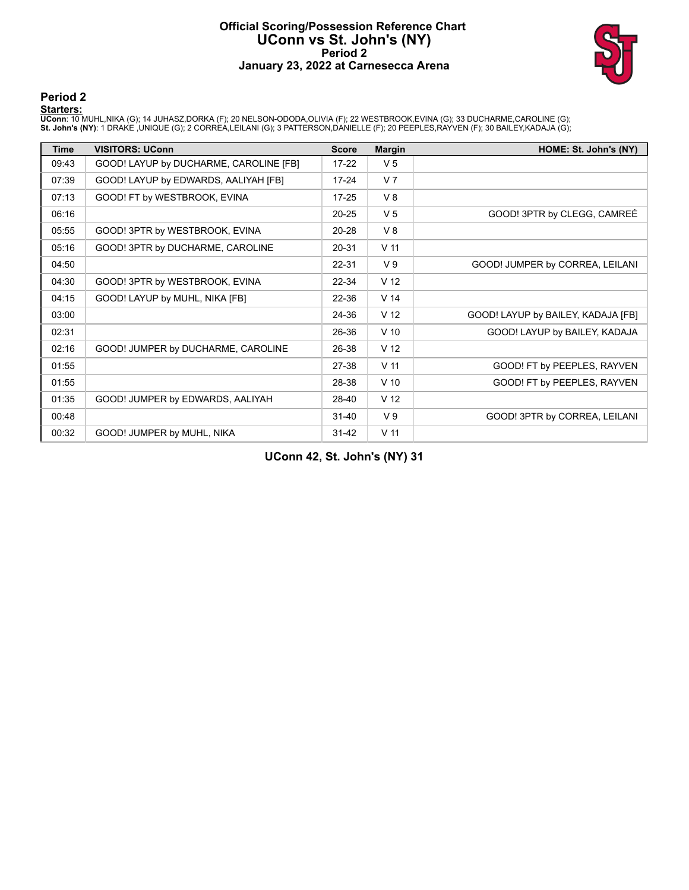# Official Scoring/Possession Reference Chart
# UConn vs St. John's (NY)
# Period 2
# January 23, 2022 at Carnesecca Arena

## Period 2

**Starters:**

**UConn**: 10 MUHL,NIKA (G); 14 JUHASZ,DORKA (F); 20 NELSON-ODODA,OLIVIA (F); 22 WESTBROOK,EVINA (G); 33 DUCHARME,CAROLINE (G);
**St. John's (NY)**: 1 DRAKE ,UNIQUE (G); 2 CORREA,LEILANI (G); 3 PATTERSON,DANIELLE (F); 20 PEEPLES,RAYVEN (F); 30 BAILEY,KADAJA (G);

| Time | VISITORS: UConn | Score | Margin | HOME: St. John's (NY) |
|---|---|---|---|---|
| 09:43 | GOOD! LAYUP by DUCHARME, CAROLINE [FB] | 17-22 | V 5 | |
| 07:39 | GOOD! LAYUP by EDWARDS, AALIYAH [FB] | 17-24 | V 7 | |
| 07:13 | GOOD! FT by WESTBROOK, EVINA | 17-25 | V 8 | |
| 06:16 | | 20-25 | V 5 | GOOD! 3PTR by CLEGG, CAMREÉ |
| 05:55 | GOOD! 3PTR by WESTBROOK, EVINA | 20-28 | V 8 | |
| 05:16 | GOOD! 3PTR by DUCHARME, CAROLINE | 20-31 | V 11 | |
| 04:50 | | 22-31 | V 9 | GOOD! JUMPER by CORREA, LEILANI |
| 04:30 | GOOD! 3PTR by WESTBROOK, EVINA | 22-34 | V 12 | |
| 04:15 | GOOD! LAYUP by MUHL, NIKA [FB] | 22-36 | V 14 | |
| 03:00 | | 24-36 | V 12 | GOOD! LAYUP by BAILEY, KADAJA [FB] |
| 02:31 | | 26-36 | V 10 | GOOD! LAYUP by BAILEY, KADAJA |
| 02:16 | GOOD! JUMPER by DUCHARME, CAROLINE | 26-38 | V 12 | |
| 01:55 | | 27-38 | V 11 | GOOD! FT by PEEPLES, RAYVEN |
| 01:55 | | 28-38 | V 10 | GOOD! FT by PEEPLES, RAYVEN |
| 01:35 | GOOD! JUMPER by EDWARDS, AALIYAH | 28-40 | V 12 | |
| 00:48 | | 31-40 | V 9 | GOOD! 3PTR by CORREA, LEILANI |
| 00:32 | GOOD! JUMPER by MUHL, NIKA | 31-42 | V 11 | |

**UConn 42, St. John's (NY) 31**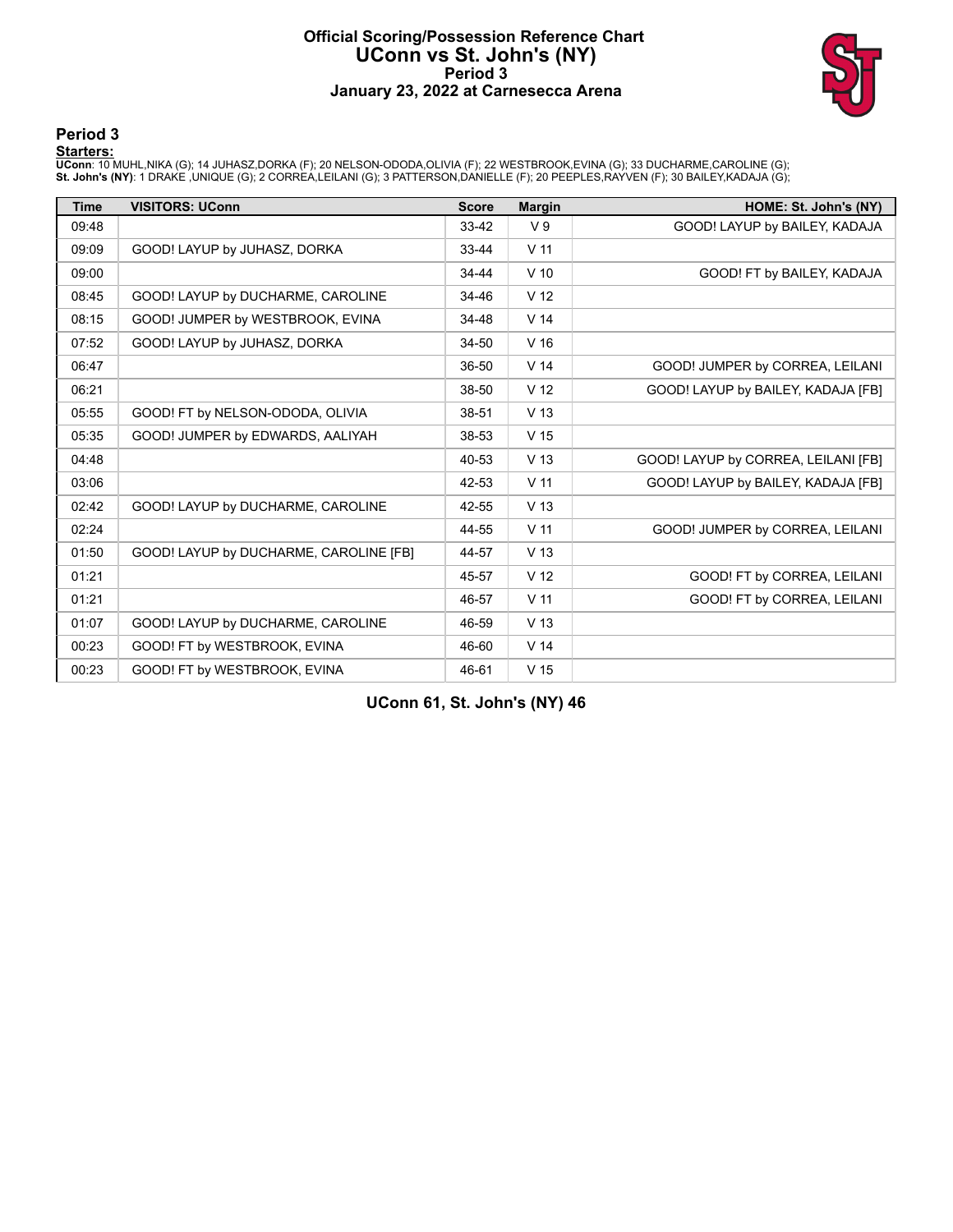# Official Scoring/Possession Reference Chart
# UConn vs St. John's (NY)
# Period 3
# January 23, 2022 at Carnesecca Arena

## Period 3

**Starters:**

**UConn**: 10 MUHL,NIKA (G); 14 JUHASZ,DORKA (F); 20 NELSON-ODODA,OLIVIA (F); 22 WESTBROOK,EVINA (G); 33 DUCHARME,CAROLINE (G);
**St. John's (NY)**: 1 DRAKE ,UNIQUE (G); 2 CORREA,LEILANI (G); 3 PATTERSON,DANIELLE (F); 20 PEEPLES,RAYVEN (F); 30 BAILEY,KADAJA (G);

| Time | VISITORS: UConn | Score | Margin | HOME: St. John's (NY) |
|---|---|---|---|---|
| 09:48 | | 33-42 | V 9 | GOOD! LAYUP by BAILEY, KADAJA |
| 09:09 | GOOD! LAYUP by JUHASZ, DORKA | 33-44 | V 11 | |
| 09:00 | | 34-44 | V 10 | GOOD! FT by BAILEY, KADAJA |
| 08:45 | GOOD! LAYUP by DUCHARME, CAROLINE | 34-46 | V 12 | |
| 08:15 | GOOD! JUMPER by WESTBROOK, EVINA | 34-48 | V 14 | |
| 07:52 | GOOD! LAYUP by JUHASZ, DORKA | 34-50 | V 16 | |
| 06:47 | | 36-50 | V 14 | GOOD! JUMPER by CORREA, LEILANI |
| 06:21 | | 38-50 | V 12 | GOOD! LAYUP by BAILEY, KADAJA [FB] |
| 05:55 | GOOD! FT by NELSON-ODODA, OLIVIA | 38-51 | V 13 | |
| 05:35 | GOOD! JUMPER by EDWARDS, AALIYAH | 38-53 | V 15 | |
| 04:48 | | 40-53 | V 13 | GOOD! LAYUP by CORREA, LEILANI [FB] |
| 03:06 | | 42-53 | V 11 | GOOD! LAYUP by BAILEY, KADAJA [FB] |
| 02:42 | GOOD! LAYUP by DUCHARME, CAROLINE | 42-55 | V 13 | |
| 02:24 | | 44-55 | V 11 | GOOD! JUMPER by CORREA, LEILANI |
| 01:50 | GOOD! LAYUP by DUCHARME, CAROLINE [FB] | 44-57 | V 13 | |
| 01:21 | | 45-57 | V 12 | GOOD! FT by CORREA, LEILANI |
| 01:21 | | 46-57 | V 11 | GOOD! FT by CORREA, LEILANI |
| 01:07 | GOOD! LAYUP by DUCHARME, CAROLINE | 46-59 | V 13 | |
| 00:23 | GOOD! FT by WESTBROOK, EVINA | 46-60 | V 14 | |
| 00:23 | GOOD! FT by WESTBROOK, EVINA | 46-61 | V 15 | |

**UConn 61, St. John's (NY) 46**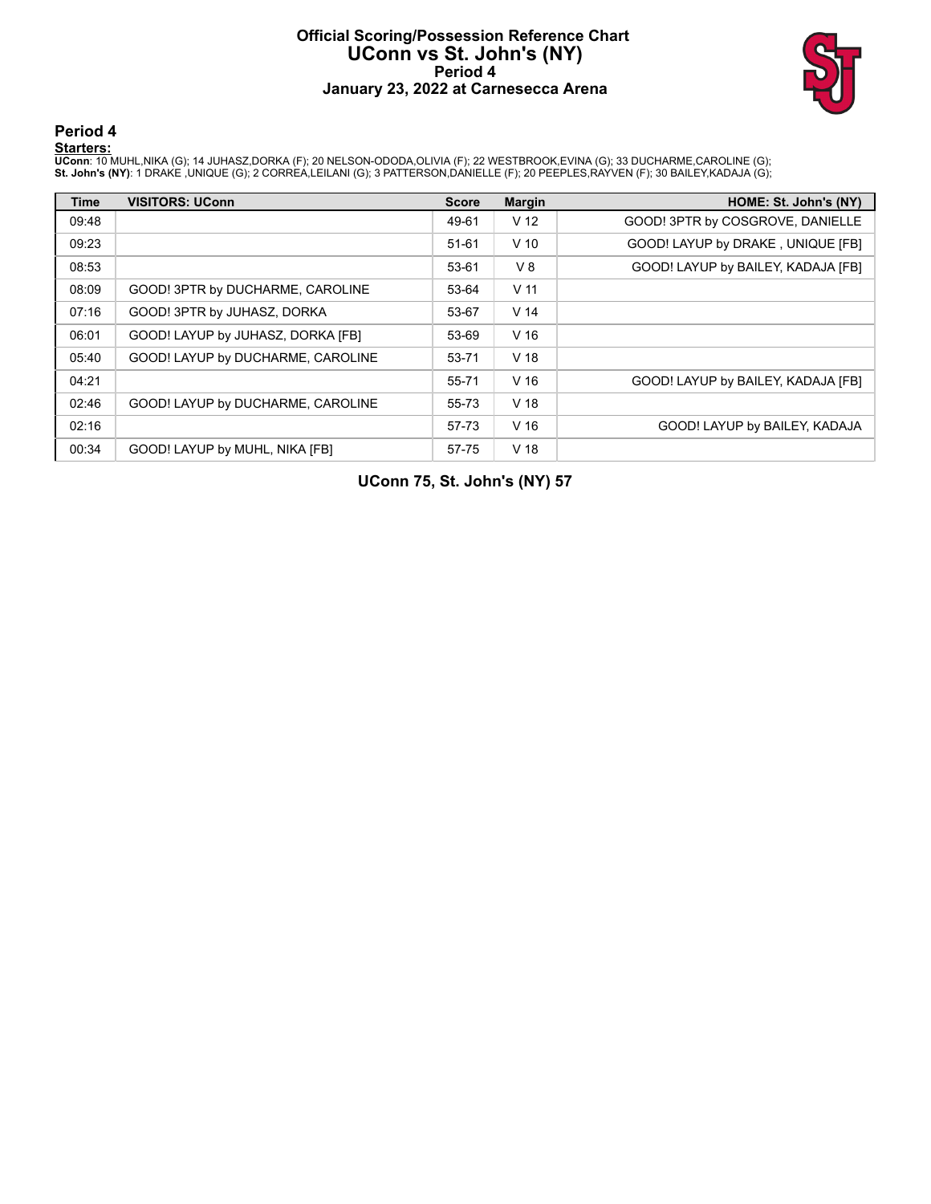# Official Scoring/Possession Reference Chart
# UConn vs St. John's (NY)
# Period 4
# January 23, 2022 at Carnesecca Arena

## Period 4

**Starters:**

**UConn**: 10 MUHL,NIKA (G); 14 JUHASZ,DORKA (F); 20 NELSON-ODODA,OLIVIA (F); 22 WESTBROOK,EVINA (G); 33 DUCHARME,CAROLINE (G);
**St. John's (NY)**: 1 DRAKE ,UNIQUE (G); 2 CORREA,LEILANI (G); 3 PATTERSON,DANIELLE (F); 20 PEEPLES,RAYVEN (F); 30 BAILEY,KADAJA (G);

| Time | VISITORS: UConn | Score | Margin | HOME: St. John's (NY) |
|---|---|---|---|---|
| 09:48 | | 49-61 | V 12 | GOOD! 3PTR by COSGROVE, DANIELLE |
| 09:23 | | 51-61 | V 10 | GOOD! LAYUP by DRAKE , UNIQUE [FB] |
| 08:53 | | 53-61 | V 8 | GOOD! LAYUP by BAILEY, KADAJA [FB] |
| 08:09 | GOOD! 3PTR by DUCHARME, CAROLINE | 53-64 | V 11 | |
| 07:16 | GOOD! 3PTR by JUHASZ, DORKA | 53-67 | V 14 | |
| 06:01 | GOOD! LAYUP by JUHASZ, DORKA [FB] | 53-69 | V 16 | |
| 05:40 | GOOD! LAYUP by DUCHARME, CAROLINE | 53-71 | V 18 | |
| 04:21 | | 55-71 | V 16 | GOOD! LAYUP by BAILEY, KADAJA [FB] |
| 02:46 | GOOD! LAYUP by DUCHARME, CAROLINE | 55-73 | V 18 | |
| 02:16 | | 57-73 | V 16 | GOOD! LAYUP by BAILEY, KADAJA |
| 00:34 | GOOD! LAYUP by MUHL, NIKA [FB] | 57-75 | V 18 | |

**UConn 75, St. John's (NY) 57**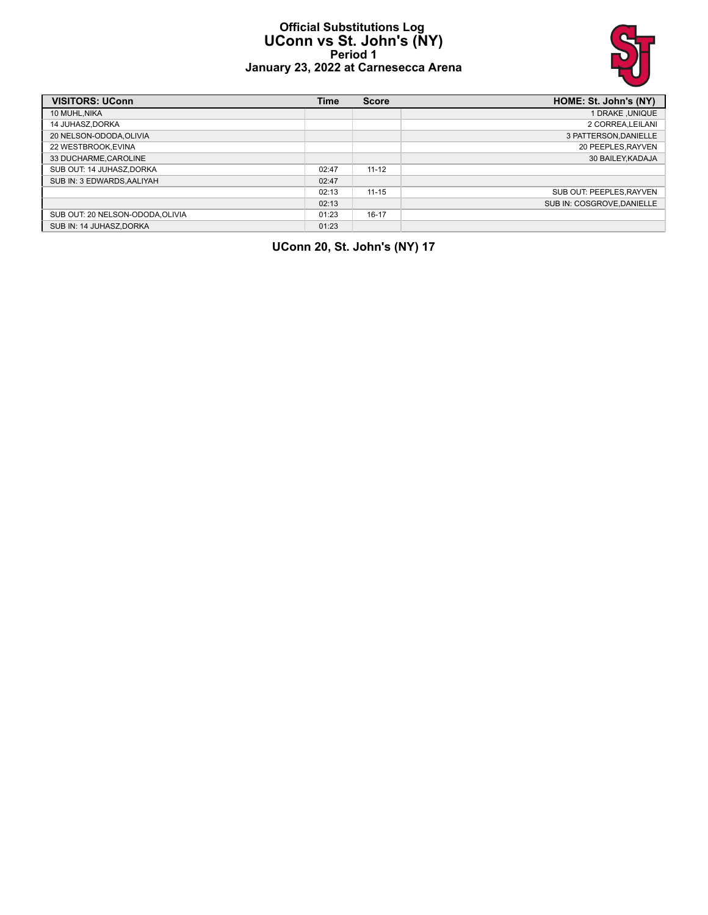# Official Substitutions Log
## UConn vs St. John's (NY)
### Period 1
### January 23, 2022 at Carnesecca Arena

| VISITORS: UConn | Time | Score | HOME: St. John's (NY) |
|---|---|---|---|
| 10 MUHL,NIKA | | | 1 DRAKE ,UNIQUE |
| 14 JUHASZ,DORKA | | | 2 CORREA,LEILANI |
| 20 NELSON-ODODA,OLIVIA | | | 3 PATTERSON,DANIELLE |
| 22 WESTBROOK,EVINA | | | 20 PEEPLES,RAYVEN |
| 33 DUCHARME,CAROLINE | | | 30 BAILEY,KADAJA |
| SUB OUT: 14 JUHASZ,DORKA | 02:47 | 11-12 | |
| SUB IN: 3 EDWARDS,AALIYAH | 02:47 | | |
| | 02:13 | 11-15 | SUB OUT: PEEPLES,RAYVEN |
| | 02:13 | | SUB IN: COSGROVE,DANIELLE |
| SUB OUT: 20 NELSON-ODODA,OLIVIA | 01:23 | 16-17 | |
| SUB IN: 14 JUHASZ,DORKA | 01:23 | | |

**UConn 20, St. John's (NY) 17**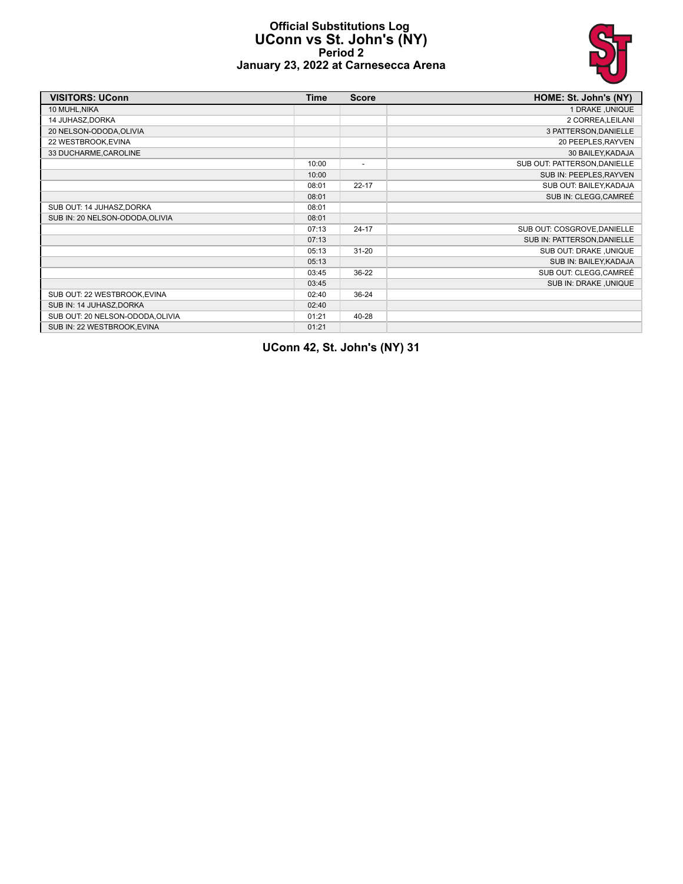# Official Substitutions Log
## UConn vs St. John's (NY)
### Period 2
### January 23, 2022 at Carnesecca Arena

| VISITORS: UConn | Time | Score | HOME: St. John's (NY) |
|---|---|---|---|
| 10 MUHL,NIKA | | | 1 DRAKE ,UNIQUE |
| 14 JUHASZ,DORKA | | | 2 CORREA,LEILANI |
| 20 NELSON-ODODA,OLIVIA | | | 3 PATTERSON,DANIELLE |
| 22 WESTBROOK,EVINA | | | 20 PEEPLES,RAYVEN |
| 33 DUCHARME,CAROLINE | | | 30 BAILEY,KADAJA |
| | 10:00 | - | SUB OUT: PATTERSON,DANIELLE |
| | 10:00 | | SUB IN: PEEPLES,RAYVEN |
| | 08:01 | 22-17 | SUB OUT: BAILEY,KADAJA |
| | 08:01 | | SUB IN: CLEGG,CAMREÉ |
| SUB OUT: 14 JUHASZ,DORKA | 08:01 | | |
| SUB IN: 20 NELSON-ODODA,OLIVIA | 08:01 | | |
| | 07:13 | 24-17 | SUB OUT: COSGROVE,DANIELLE |
| | 07:13 | | SUB IN: PATTERSON,DANIELLE |
| | 05:13 | 31-20 | SUB OUT: DRAKE ,UNIQUE |
| | 05:13 | | SUB IN: BAILEY,KADAJA |
| | 03:45 | 36-22 | SUB OUT: CLEGG,CAMREÉ |
| | 03:45 | | SUB IN: DRAKE ,UNIQUE |
| SUB OUT: 22 WESTBROOK,EVINA | 02:40 | 36-24 | |
| SUB IN: 14 JUHASZ,DORKA | 02:40 | | |
| SUB OUT: 20 NELSON-ODODA,OLIVIA | 01:21 | 40-28 | |
| SUB IN: 22 WESTBROOK,EVINA | 01:21 | | |

**UConn 42, St. John's (NY) 31**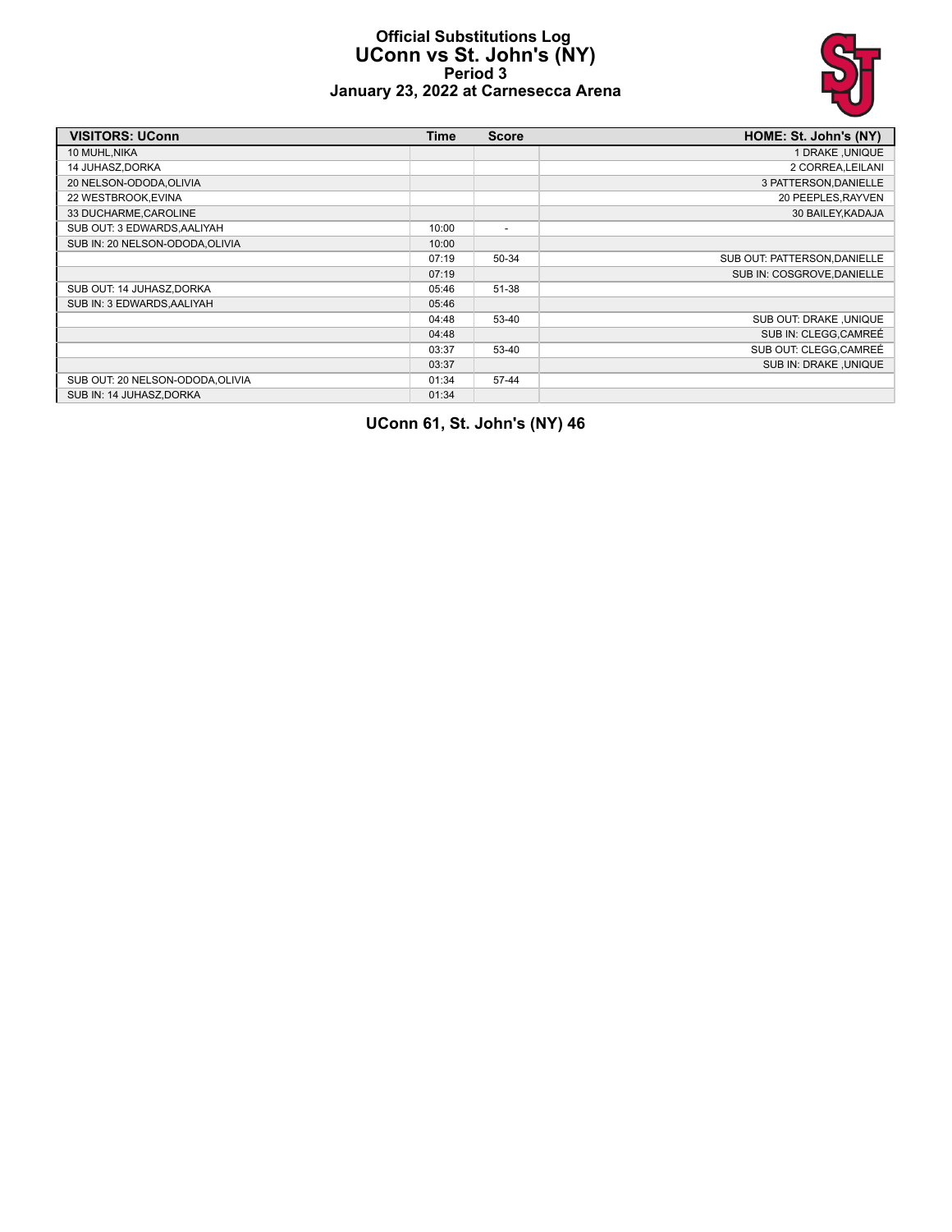# Official Substitutions Log
## UConn vs St. John's (NY)
### Period 3
### January 23, 2022 at Carnesecca Arena

| VISITORS: UConn | Time | Score | HOME: St. John's (NY) |
|---|---|---|---|
| 10 MUHL,NIKA | | | 1 DRAKE ,UNIQUE |
| 14 JUHASZ,DORKA | | | 2 CORREA,LEILANI |
| 20 NELSON-ODODA,OLIVIA | | | 3 PATTERSON,DANIELLE |
| 22 WESTBROOK,EVINA | | | 20 PEEPLES,RAYVEN |
| 33 DUCHARME,CAROLINE | | | 30 BAILEY,KADAJA |
| SUB OUT: 3 EDWARDS,AALIYAH | 10:00 | - | |
| SUB IN: 20 NELSON-ODODA,OLIVIA | 10:00 | | |
| | 07:19 | 50-34 | SUB OUT: PATTERSON,DANIELLE |
| | 07:19 | | SUB IN: COSGROVE,DANIELLE |
| SUB OUT: 14 JUHASZ,DORKA | 05:46 | 51-38 | |
| SUB IN: 3 EDWARDS,AALIYAH | 05:46 | | |
| | 04:48 | 53-40 | SUB OUT: DRAKE ,UNIQUE |
| | 04:48 | | SUB IN: CLEGG,CAMREÉ |
| | 03:37 | 53-40 | SUB OUT: CLEGG,CAMREÉ |
| | 03:37 | | SUB IN: DRAKE ,UNIQUE |
| SUB OUT: 20 NELSON-ODODA,OLIVIA | 01:34 | 57-44 | |
| SUB IN: 14 JUHASZ,DORKA | 01:34 | | |

**UConn 61, St. John's (NY) 46**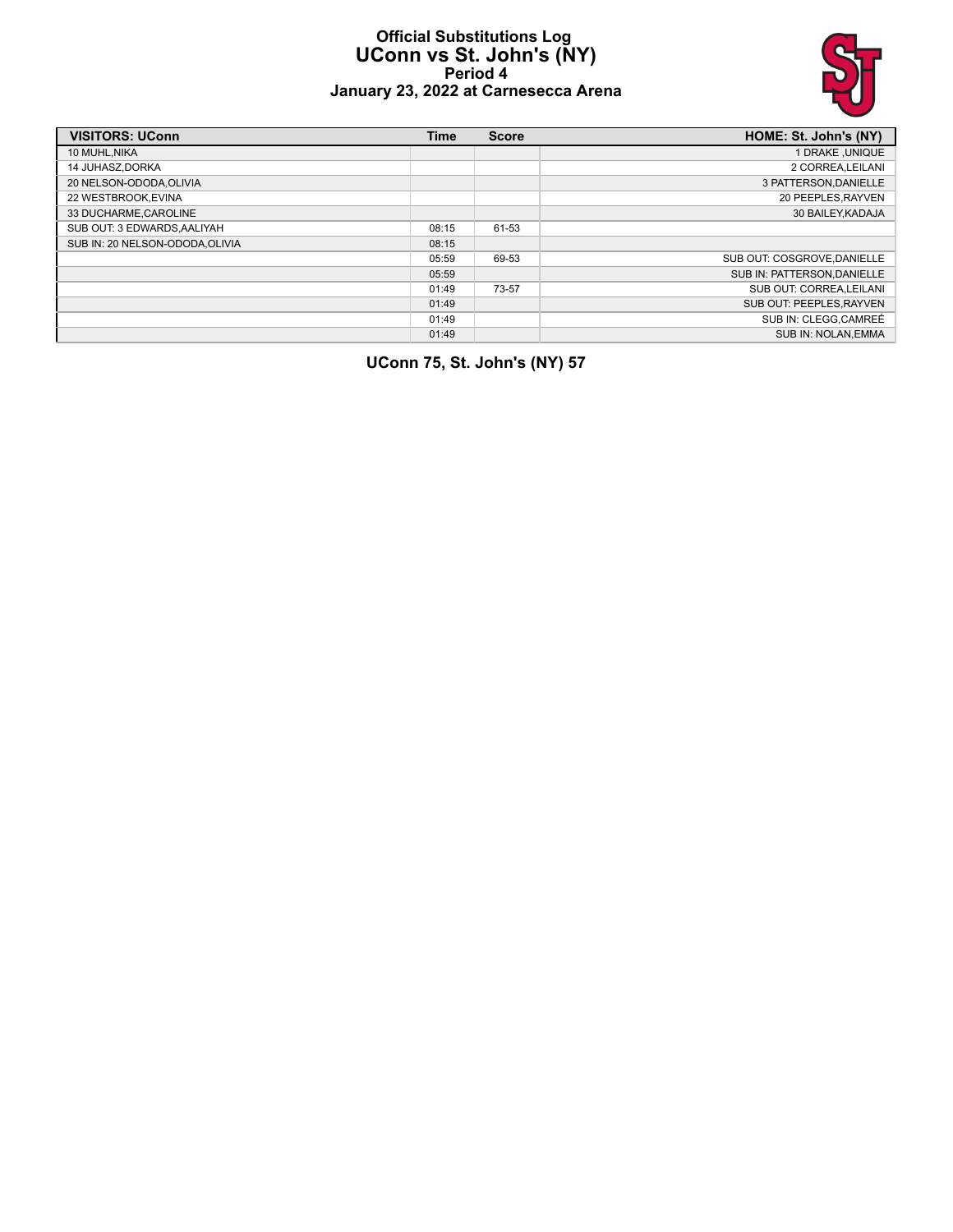# Official Substitutions Log
## UConn vs St. John's (NY)
### Period 4
### January 23, 2022 at Carnesecca Arena

| VISITORS: UConn | Time | Score | HOME: St. John's (NY) |
|---|---|---|---|
| 10 MUHL,NIKA | | | 1 DRAKE ,UNIQUE |
| 14 JUHASZ,DORKA | | | 2 CORREA,LEILANI |
| 20 NELSON-ODODA,OLIVIA | | | 3 PATTERSON,DANIELLE |
| 22 WESTBROOK,EVINA | | | 20 PEEPLES,RAYVEN |
| 33 DUCHARME,CAROLINE | | | 30 BAILEY,KADAJA |
| SUB OUT: 3 EDWARDS,AALIYAH | 08:15 | 61-53 | |
| SUB IN: 20 NELSON-ODODA,OLIVIA | 08:15 | | |
| | 05:59 | 69-53 | SUB OUT: COSGROVE,DANIELLE |
| | 05:59 | | SUB IN: PATTERSON,DANIELLE |
| | 01:49 | 73-57 | SUB OUT: CORREA,LEILANI |
| | 01:49 | | SUB OUT: PEEPLES,RAYVEN |
| | 01:49 | | SUB IN: CLEGG,CAMREÉ |
| | 01:49 | | SUB IN: NOLAN,EMMA |

**UConn 75, St. John's (NY) 57**